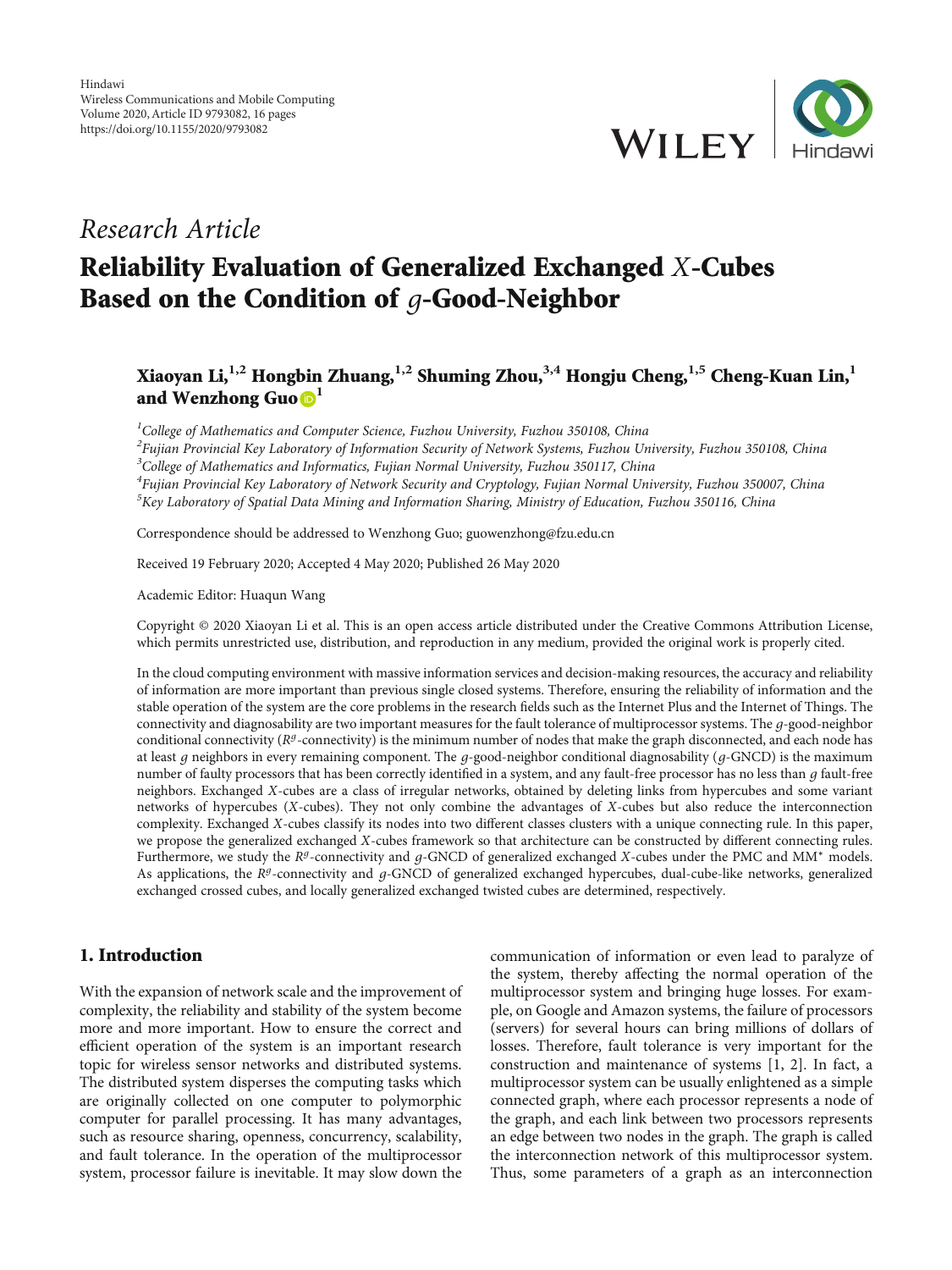Hindawi
Wireless Communications and Mobile Computing
Volume 2020, Article ID 9793082, 16 pages
https://doi.org/10.1155/2020/9793082

*Research Article*

# Reliability Evaluation of Generalized Exchanged $X$-Cubes Based on the Condition of $g$-Good-Neighbor

**Xiaoyan Li,[1,2] Hongbin Zhuang,[1,2] Shuming Zhou,[3,4] Hongju Cheng,[1,5] Cheng-Kuan Lin,[1] and Wenzhong Guo[1]**

[1]*College of Mathematics and Computer Science, Fuzhou University, Fuzhou 350108, China*
[2]*Fujian Provincial Key Laboratory of Information Security of Network Systems, Fuzhou University, Fuzhou 350108, China*
[3]*College of Mathematics and Informatics, Fujian Normal University, Fuzhou 350117, China*
[4]*Fujian Provincial Key Laboratory of Network Security and Cryptology, Fujian Normal University, Fuzhou 350007, China*
[5]*Key Laboratory of Spatial Data Mining and Information Sharing, Ministry of Education, Fuzhou 350116, China*

Correspondence should be addressed to Wenzhong Guo; guowenzhong@fzu.edu.cn

Received 19 February 2020; Accepted 4 May 2020; Published 26 May 2020

Academic Editor: Huaqun Wang

Copyright © 2020 Xiaoyan Li et al. This is an open access article distributed under the Creative Commons Attribution License, which permits unrestricted use, distribution, and reproduction in any medium, provided the original work is properly cited.

In the cloud computing environment with massive information services and decision-making resources, the accuracy and reliability of information are more important than previous single closed systems. Therefore, ensuring the reliability of information and the stable operation of the system are the core problems in the research fields such as the Internet Plus and the Internet of Things. The connectivity and diagnosability are two important measures for the fault tolerance of multiprocessor systems. The $g$-good-neighbor conditional connectivity ($R^g$-connectivity) is the minimum number of nodes that make the graph disconnected, and each node has at least $g$ neighbors in every remaining component. The $g$-good-neighbor conditional diagnosability ($g$-GNCD) is the maximum number of faulty processors that has been correctly identified in a system, and any fault-free processor has no less than $g$ fault-free neighbors. Exchanged $X$-cubes are a class of irregular networks, obtained by deleting links from hypercubes and some variant networks of hypercubes ($X$-cubes). They not only combine the advantages of $X$-cubes but also reduce the interconnection complexity. Exchanged $X$-cubes classify its nodes into two different classes clusters with a unique connecting rule. In this paper, we propose the generalized exchanged $X$-cubes framework so that architecture can be constructed by different connecting rules. Furthermore, we study the $R^g$-connectivity and $g$-GNCD of generalized exchanged $X$-cubes under the PMC and MM* models. As applications, the $R^g$-connectivity and $g$-GNCD of generalized exchanged hypercubes, dual-cube-like networks, generalized exchanged crossed cubes, and locally generalized exchanged twisted cubes are determined, respectively.

## 1. Introduction

With the expansion of network scale and the improvement of complexity, the reliability and stability of the system become more and more important. How to ensure the correct and efficient operation of the system is an important research topic for wireless sensor networks and distributed systems. The distributed system disperses the computing tasks which are originally collected on one computer to polymorphic computer for parallel processing. It has many advantages, such as resource sharing, openness, concurrency, scalability, and fault tolerance. In the operation of the multiprocessor system, processor failure is inevitable. It may slow down the communication of information or even lead to paralyze of the system, thereby affecting the normal operation of the multiprocessor system and bringing huge losses. For example, on Google and Amazon systems, the failure of processors (servers) for several hours can bring millions of dollars of losses. Therefore, fault tolerance is very important for the construction and maintenance of systems [1, 2]. In fact, a multiprocessor system can be usually enlightened as a simple connected graph, where each processor represents a node of the graph, and each link between two processors represents an edge between two nodes in the graph. The graph is called the interconnection network of this multiprocessor system. Thus, some parameters of a graph as an interconnection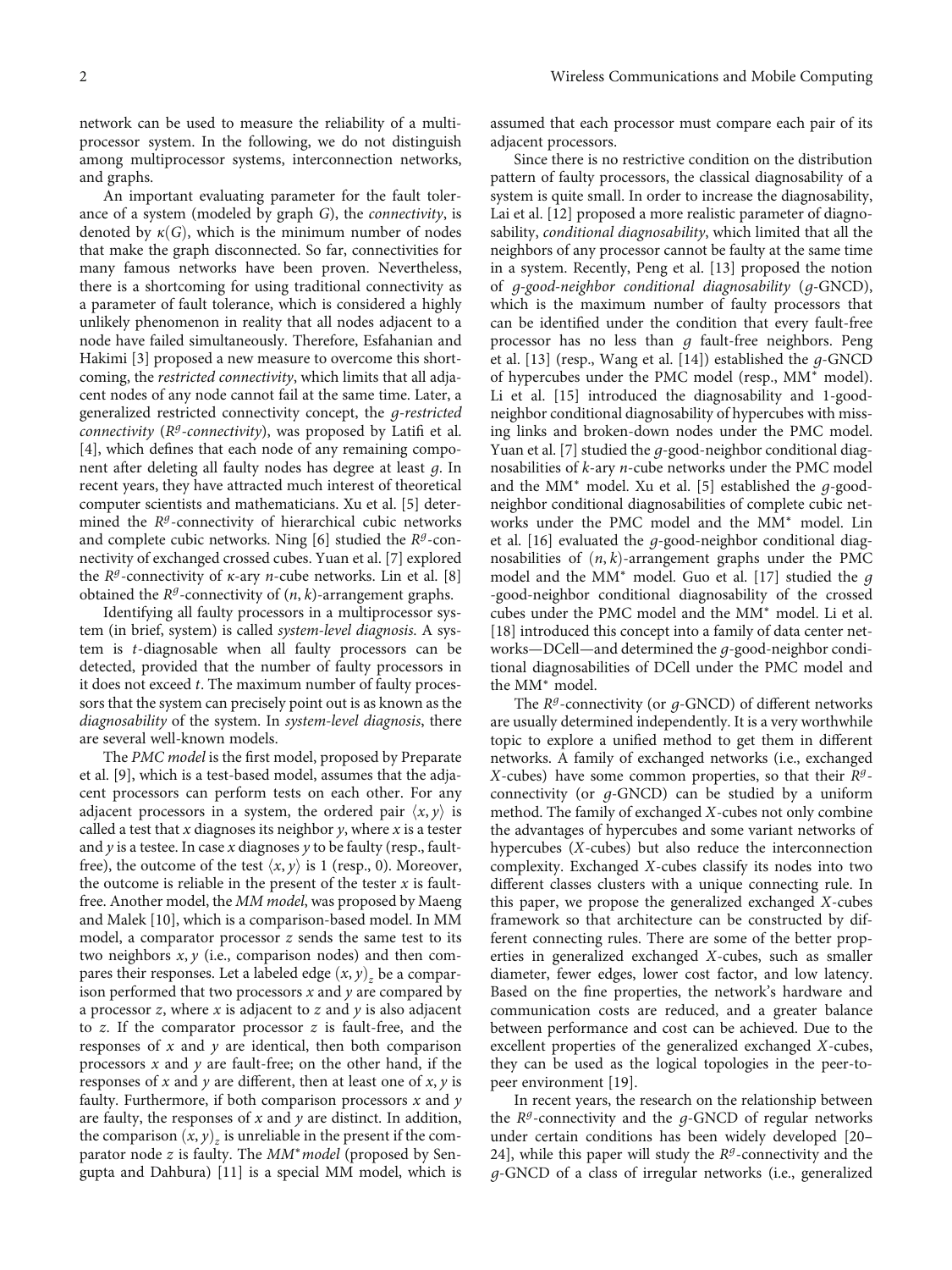network can be used to measure the reliability of a multiprocessor system. In the following, we do not distinguish among multiprocessor systems, interconnection networks, and graphs.

An important evaluating parameter for the fault tolerance of a system (modeled by graph $G$), the *connectivity*, is denoted by $\kappa(G)$, which is the minimum number of nodes that make the graph disconnected. So far, connectivities for many famous networks have been proven. Nevertheless, there is a shortcoming for using traditional connectivity as a parameter of fault tolerance, which is considered a highly unlikely phenomenon in reality that all nodes adjacent to a node have failed simultaneously. Therefore, Esfahanian and Hakimi [3] proposed a new measure to overcome this shortcoming, the *restricted connectivity*, which limits that all adjacent nodes of any node cannot fail at the same time. Later, a generalized restricted connectivity concept, the *g-restricted connectivity* (*$R^g$-connectivity*), was proposed by Latifi et al. [4], which defines that each node of any remaining component after deleting all faulty nodes has degree at least $g$. In recent years, they have attracted much interest of theoretical computer scientists and mathematicians. Xu et al. [5] determined the $R^g$-connectivity of hierarchical cubic networks and complete cubic networks. Ning [6] studied the $R^g$-connectivity of exchanged crossed cubes. Yuan et al. [7] explored the $R^g$-connectivity of $\kappa$-ary $n$-cube networks. Lin et al. [8] obtained the $R^g$-connectivity of $(n, k)$-arrangement graphs.

Identifying all faulty processors in a multiprocessor system (in brief, system) is called *system-level diagnosis*. A system is $t$-diagnosable when all faulty processors can be detected, provided that the number of faulty processors in it does not exceed $t$. The maximum number of faulty processors that the system can precisely point out is as known as the *diagnosability* of the system. In *system-level diagnosis*, there are several well-known models.

The *PMC model* is the first model, proposed by Preparate et al. [9], which is a test-based model, assumes that the adjacent processors can perform tests on each other. For any adjacent processors in a system, the ordered pair $\langle x, y \rangle$ is called a test that $x$ diagnoses its neighbor $y$, where $x$ is a tester and $y$ is a testee. In case $x$ diagnoses $y$ to be faulty (resp., fault-free), the outcome of the test $\langle x, y \rangle$ is 1 (resp., 0). Moreover, the outcome is reliable in the present of the tester $x$ is fault-free. Another model, the *MM model*, was proposed by Maeng and Malek [10], which is a comparison-based model. In MM model, a comparator processor $z$ sends the same test to its two neighbors $x, y$ (i.e., comparison nodes) and then compares their responses. Let a labeled edge $(x, y)_z$ be a comparison performed that two processors $x$ and $y$ are compared by a processor $z$, where $x$ is adjacent to $z$ and $y$ is also adjacent to $z$. If the comparator processor $z$ is fault-free, and the responses of $x$ and $y$ are identical, then both comparison processors $x$ and $y$ are fault-free; on the other hand, if the responses of $x$ and $y$ are different, then at least one of $x, y$ is faulty. Furthermore, if both comparison processors $x$ and $y$ are faulty, the responses of $x$ and $y$ are distinct. In addition, the comparison $(x, y)_z$ is unreliable in the present if the comparator node $z$ is faulty. The *MM\*model* (proposed by Sengupta and Dahbura) [11] is a special MM model, which is assumed that each processor must compare each pair of its adjacent processors.

Since there is no restrictive condition on the distribution pattern of faulty processors, the classical diagnosability of a system is quite small. In order to increase the diagnosability, Lai et al. [12] proposed a more realistic parameter of diagnosability, *conditional diagnosability*, which limited that all the neighbors of any processor cannot be faulty at the same time in a system. Recently, Peng et al. [13] proposed the notion of *g-good-neighbor conditional diagnosability* (*g*-GNCD), which is the maximum number of faulty processors that can be identified under the condition that every fault-free processor has no less than $g$ fault-free neighbors. Peng et al. [13] (resp., Wang et al. [14]) established the $g$-GNCD of hypercubes under the PMC model (resp., MM$^*$ model). Li et al. [15] introduced the diagnosability and 1-good-neighbor conditional diagnosability of hypercubes with missing links and broken-down nodes under the PMC model. Yuan et al. [7] studied the $g$-good-neighbor conditional diagnosabilities of $k$-ary $n$-cube networks under the PMC model and the MM$^*$ model. Xu et al. [5] established the $g$-good-neighbor conditional diagnosabilities of complete cubic networks under the PMC model and the MM$^*$ model. Lin et al. [16] evaluated the $g$-good-neighbor conditional diagnosabilities of $(n, k)$-arrangement graphs under the PMC model and the MM$^*$ model. Guo et al. [17] studied the $g$-good-neighbor conditional diagnosability of the crossed cubes under the PMC model and the MM$^*$ model. Li et al. [18] introduced this concept into a family of data center networks—DCell—and determined the $g$-good-neighbor conditional diagnosabilities of DCell under the PMC model and the MM$^*$ model.

The $R^g$-connectivity (or $g$-GNCD) of different networks are usually determined independently. It is a very worthwhile topic to explore a unified method to get them in different networks. A family of exchanged networks (i.e., exchanged $X$-cubes) have some common properties, so that their $R^g$-connectivity (or $g$-GNCD) can be studied by a uniform method. The family of exchanged $X$-cubes not only combine the advantages of hypercubes and some variant networks of hypercubes ($X$-cubes) but also reduce the interconnection complexity. Exchanged $X$-cubes classify its nodes into two different classes clusters with a unique connecting rule. In this paper, we propose the generalized exchanged $X$-cubes framework so that architecture can be constructed by different connecting rules. There are some of the better properties in generalized exchanged $X$-cubes, such as smaller diameter, fewer edges, lower cost factor, and low latency. Based on the fine properties, the network's hardware and communication costs are reduced, and a greater balance between performance and cost can be achieved. Due to the excellent properties of the generalized exchanged $X$-cubes, they can be used as the logical topologies in the peer-to-peer environment [19].

In recent years, the research on the relationship between the $R^g$-connectivity and the $g$-GNCD of regular networks under certain conditions has been widely developed [20–24], while this paper will study the $R^g$-connectivity and the $g$-GNCD of a class of irregular networks (i.e., generalized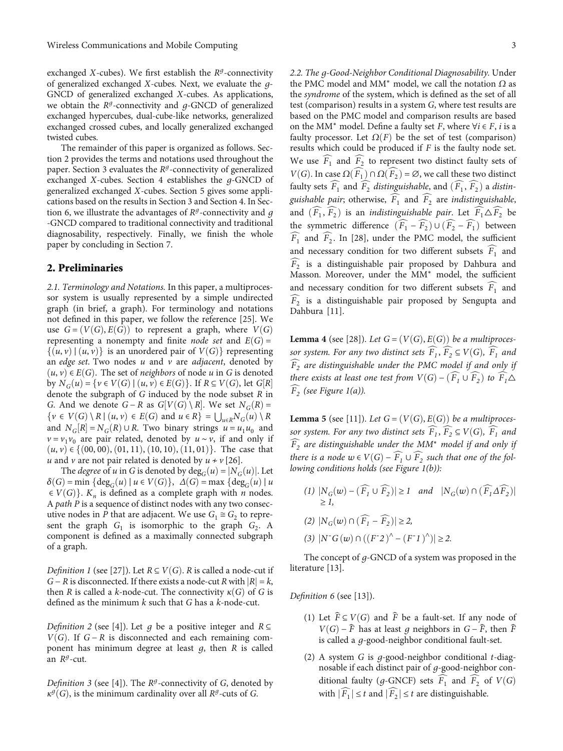exchanged $X$-cubes). We first establish the $R^g$-connectivity of generalized exchanged $X$-cubes. Next, we evaluate the $g$-GNCD of generalized exchanged $X$-cubes. As applications, we obtain the $R^g$-connectivity and $g$-GNCD of generalized exchanged hypercubes, dual-cube-like networks, generalized exchanged crossed cubes, and locally generalized exchanged twisted cubes.

The remainder of this paper is organized as follows. Section 2 provides the terms and notations used throughout the paper. Section 3 evaluates the $R^g$-connectivity of generalized exchanged $X$-cubes. Section 4 establishes the $g$-GNCD of generalized exchanged $X$-cubes. Section 5 gives some applications based on the results in Section 3 and Section 4. In Section 6, we illustrate the advantages of $R^g$-connectivity and $g$-GNCD compared to traditional connectivity and traditional diagnosability, respectively. Finally, we finish the whole paper by concluding in Section 7.

## 2. Preliminaries

*2.1. Terminology and Notations.* In this paper, a multiprocessor system is usually represented by a simple undirected graph (in brief, a graph). For terminology and notations not defined in this paper, we follow the reference [25]. We use $G = (V(G), E(G))$ to represent a graph, where $V(G)$ representing a nonempty and finite *node set* and $E(G) = \{(u, v) \mid (u, v)\}$ is an unordered pair of $V(G)\}$ representing an *edge set*. Two nodes $u$ and $v$ are *adjacent*, denoted by $(u, v) \in E(G)$. The set of *neighbors* of node $u$ in $G$ is denoted by $N_G(u) = \{v \in V(G) \mid (u, v) \in E(G)\}$. If $R \subseteq V(G)$, let $G[R]$ denote the subgraph of $G$ induced by the node subset $R$ in $G$. And we denote $G - R$ as $G[V(G) \setminus R]$. We set $N_G(R) = \{v \in V(G) \setminus R \mid (u, v) \in E(G) \text{ and } u \in R\} = \bigcup_{u \in R} N_G(u) \setminus R$ and $N_G[R] = N_G(R) \cup R$. Two binary strings $u = u_1 u_0$ and $v = v_1 v_0$ are pair related, denoted by $u \sim v$, if and only if $(u, v) \in \{(00, 00), (01, 11), (10, 10), (11, 01)\}$. The case that $u$ and $v$ are not pair related is denoted by $u \nsim v$ [26].

The *degree* of $u$ in $G$ is denoted by $\deg_G(u) = |N_G(u)|$. Let $\delta(G) = \min \{\deg_G(u) \mid u \in V(G)\}$, $\Delta(G) = \max \{\deg_G(u) \mid u \in V(G)\}$. $K_n$ is defined as a complete graph with $n$ nodes. A *path* $P$ is a sequence of distinct nodes with any two consecutive nodes in $P$ that are adjacent. We use $G_1 \cong G_2$ to represent the graph $G_1$ is isomorphic to the graph $G_2$. A component is defined as a maximally connected subgraph of a graph.

*Definition 1* (see [27]). Let $R \subseteq V(G)$. $R$ is called a node-cut if $G - R$ is disconnected. If there exists a node-cut $R$ with $|R| = k$, then $R$ is called a $k$-node-cut. The connectivity $\kappa(G)$ of $G$ is defined as the minimum $k$ such that $G$ has a $k$-node-cut.

*Definition 2* (see [4]). Let $g$ be a positive integer and $R \subseteq V(G)$. If $G - R$ is disconnected and each remaining component has minimum degree at least $g$, then $R$ is called an $R^g$-cut.

*Definition 3* (see [4]). The $R^g$-connectivity of $G$, denoted by $\kappa^g(G)$, is the minimum cardinality over all $R^g$-cuts of $G$.

*2.2. The g-Good-Neighbor Conditional Diagnosability.* Under the PMC model and MM* model, we call the notation $\Omega$ as the *syndrome* of the system, which is defined as the set of all test (comparison) results in a system $G$, where test results are based on the PMC model and comparison results are based on the MM* model. Define a faulty set $F$, where $\forall i \in F$, $i$ is a faulty processor. Let $\Omega(F)$ be the set of test (comparison) results which could be produced if $F$ is the faulty node set. We use $\widehat{F_1}$ and $\widehat{F_2}$ to represent two distinct faulty sets of $V(G)$. In case $\Omega(\widehat{F_1}) \cap \Omega(\widehat{F_2}) = \varnothing$, we call these two distinct faulty sets $\widehat{F_1}$ and $\widehat{F_2}$ *distinguishable*, and $(\widehat{F_1}, \widehat{F_2})$ a *distinguishable pair*; otherwise, $\widehat{F_1}$ and $\widehat{F_2}$ are *indistinguishable*, and $(\widehat{F_1}, \widehat{F_2})$ is an *indistinguishable pair*. Let $\widehat{F_1} \triangle \widehat{F_2}$ be the symmetric difference $(\widehat{F_1} - \widehat{F_2}) \cup (\widehat{F_2} - \widehat{F_1})$ between $\widehat{F_1}$ and $\widehat{F_2}$. In [28], under the PMC model, the sufficient and necessary condition for two different subsets $\widehat{F_1}$ and $\widehat{F_2}$ is a distinguishable pair proposed by Dahbura and Masson. Moreover, under the MM* model, the sufficient and necessary condition for two different subsets $\widehat{F_1}$ and $\widehat{F_2}$ is a distinguishable pair proposed by Sengupta and Dahbura [11].

**Lemma 4** (see [28]). *Let $G = (V(G), E(G))$ be a multiprocessor system. For any two distinct sets $\widehat{F_1}, \widehat{F_2} \subseteq V(G)$, $\widehat{F_1}$ and $\widehat{F_2}$ are distinguishable under the PMC model if and only if there exists at least one test from $V(G) - (\widehat{F_1} \cup \widehat{F_2})$ to $\widehat{F_1} \triangle \widehat{F_2}$ (see Figure 1(a)).*

**Lemma 5** (see [11]). *Let $G = (V(G), E(G))$ be a multiprocessor system. For any two distinct sets $\widehat{F_1}, \widehat{F_2} \subseteq V(G)$, $\widehat{F_1}$ and $\widehat{F_2}$ are distinguishable under the MM* model if and only if there is a node $w \in V(G) - \widehat{F_1} \cup \widehat{F_2}$ such that one of the following conditions holds (see Figure 1(b)):*

*(1) $|N_G(w) - (\widehat{F_1} \cup \widehat{F_2})| \geq 1$ and $|N_G(w) \cap (\widehat{F_1} \Delta \widehat{F_2})| \geq 1$,*

*(2) $|N_G(w) \cap (\widehat{F_1} - \widehat{F_2})| \geq 2$,*

*(3) $|N^{-}G(w) \cap ((F^{-}2)^{\wedge} - (F^{-}1)^{\wedge})| \geq 2$.*

The concept of $g$-GNCD of a system was proposed in the literature [13].

*Definition 6* (see [13]).

(1) Let $\widehat{F} \subseteq V(G)$ and $\widehat{F}$ be a fault-set. If any node of $V(G) - \widehat{F}$ has at least $g$ neighbors in $G - \widehat{F}$, then $\widehat{F}$ is called a $g$-good-neighbor conditional fault-set.

(2) A system $G$ is $g$-good-neighbor conditional $t$-diagnosable if each distinct pair of $g$-good-neighbor conditional faulty ($g$-GNCF) sets $\widehat{F_1}$ and $\widehat{F_2}$ of $V(G)$ with $|\widehat{F_1}| \leq t$ and $|\widehat{F_2}| \leq t$ are distinguishable.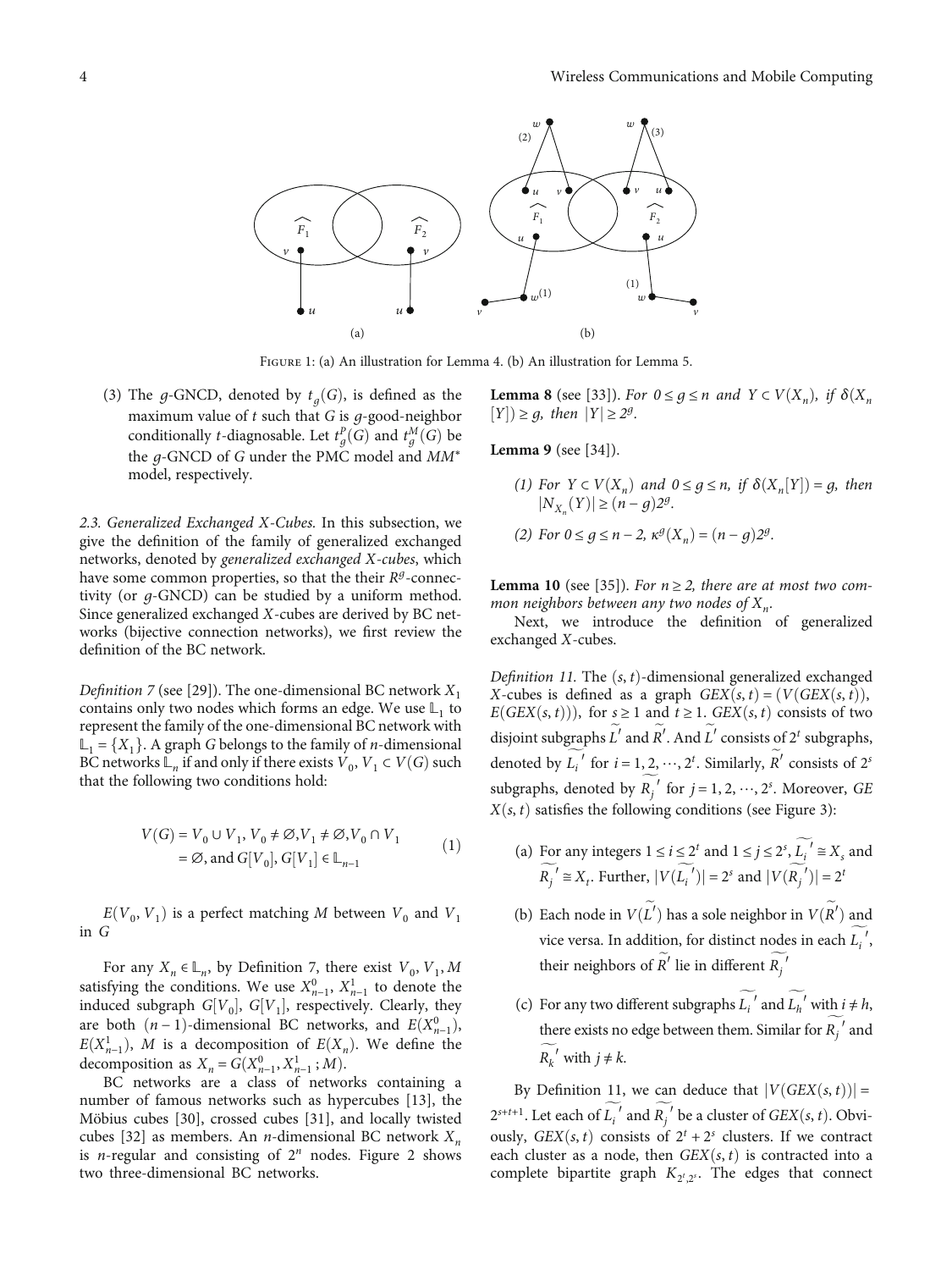Figure 1: (a) An illustration for Lemma 4. (b) An illustration for Lemma 5.

(3) The $g$-GNCD, denoted by $t_g(G)$, is defined as the maximum value of $t$ such that $G$ is $g$-good-neighbor conditionally $t$-diagnosable. Let $t_g^P(G)$ and $t_g^M(G)$ be the $g$-GNCD of $G$ under the PMC model and $MM^*$ model, respectively.

*2.3. Generalized Exchanged X-Cubes.* In this subsection, we give the definition of the family of generalized exchanged networks, denoted by *generalized exchanged X-cubes*, which have some common properties, so that the their $R^g$-connectivity (or $g$-GNCD) can be studied by a uniform method. Since generalized exchanged $X$-cubes are derived by BC networks (bijective connection networks), we first review the definition of the BC network.

*Definition 7* (see [29]). The one-dimensional BC network $X_1$ contains only two nodes which forms an edge. We use $\mathbb{L}_1$ to represent the family of the one-dimensional BC network with $\mathbb{L}_1 = \{X_1\}$. A graph $G$ belongs to the family of $n$-dimensional BC networks $\mathbb{L}_n$ if and only if there exists $V_0, V_1 \subset V(G)$ such that the following two conditions hold:

$$V(G) = V_0 \cup V_1, V_0 \neq \varnothing, V_1 \neq \varnothing, V_0 \cap V_1 = \varnothing, \text{and } G[V_0], G[V_1] \in \mathbb{L}_{n-1} \tag{1}$$

$E(V_0, V_1)$ is a perfect matching $M$ between $V_0$ and $V_1$ in $G$

For any $X_n \in \mathbb{L}_n$, by Definition 7, there exist $V_0, V_1, M$ satisfying the conditions. We use $X_{n-1}^0$, $X_{n-1}^1$ to denote the induced subgraph $G[V_0]$, $G[V_1]$, respectively. Clearly, they are both $(n-1)$-dimensional BC networks, and $E(X_{n-1}^0)$, $E(X_{n-1}^1)$, $M$ is a decomposition of $E(X_n)$. We define the decomposition as $X_n = G(X_{n-1}^0, X_{n-1}^1; M)$.

BC networks are a class of networks containing a number of famous networks such as hypercubes [13], the Möbius cubes [30], crossed cubes [31], and locally twisted cubes [32] as members. An $n$-dimensional BC network $X_n$ is $n$-regular and consisting of $2^n$ nodes. Figure 2 shows two three-dimensional BC networks.

**Lemma 8** (see [33]). *For $0 \leq g \leq n$ and $Y \subset V(X_n)$, if $\delta(X_n[Y]) \geq g$, then $|Y| \geq 2^g$.*

**Lemma 9** (see [34]).

*(1) For $Y \subset V(X_n)$ and $0 \leq g \leq n$, if $\delta(X_n[Y]) = g$, then $|N_{X_n}(Y)| \geq (n-g)2^g$.*

*(2) For $0 \leq g \leq n-2$, $\kappa^g(X_n) = (n-g)2^g$.*

**Lemma 10** (see [35]). *For $n \geq 2$, there are at most two common neighbors between any two nodes of $X_n$.*

Next, we introduce the definition of generalized exchanged $X$-cubes.

*Definition 11.* The $(s,t)$-dimensional generalized exchanged $X$-cubes is defined as a graph $GEX(s,t) = (V(GEX(s,t)), E(GEX(s,t)))$, for $s \geq 1$ and $t \geq 1$. $GEX(s,t)$ consists of two disjoint subgraphs $\widetilde{L'}$ and $\widetilde{R'}$. And $\widetilde{L'}$ consists of $2^t$ subgraphs, denoted by $\widetilde{L_i}'$ for $i = 1, 2, \cdots, 2^t$. Similarly, $\widetilde{R'}$ consists of $2^s$ subgraphs, denoted by $\widetilde{R_j}'$ for $j = 1, 2, \cdots, 2^s$. Moreover, $GEX(s,t)$ satisfies the following conditions (see Figure 3):

(a) For any integers $1 \leq i \leq 2^t$ and $1 \leq j \leq 2^s$, $\widetilde{L_i}' \cong X_s$ and $\widetilde{R_j}' \cong X_t$. Further, $|V(\widetilde{L_i}')| = 2^s$ and $|V(\widetilde{R_j}')| = 2^t$

(b) Each node in $V(\widetilde{L'})$ has a sole neighbor in $V(\widetilde{R'})$ and vice versa. In addition, for distinct nodes in each $\widetilde{L_i}'$, their neighbors of $\widetilde{R'}$ lie in different $\widetilde{R_j}'$

(c) For any two different subgraphs $\widetilde{L_i}'$ and $\widetilde{L_h}'$ with $i \neq h$, there exists no edge between them. Similar for $\widetilde{R_j}'$ and $\widetilde{R_k}'$ with $j \neq k$.

By Definition 11, we can deduce that $|V(GEX(s,t))| = 2^{s+t+1}$. Let each of $\widetilde{L_i}'$ and $\widetilde{R_j}'$ be a cluster of $GEX(s,t)$. Obviously, $GEX(s,t)$ consists of $2^t + 2^s$ clusters. If we contract each cluster as a node, then $GEX(s,t)$ is contracted into a complete bipartite graph $K_{2^t,2^s}$. The edges that connect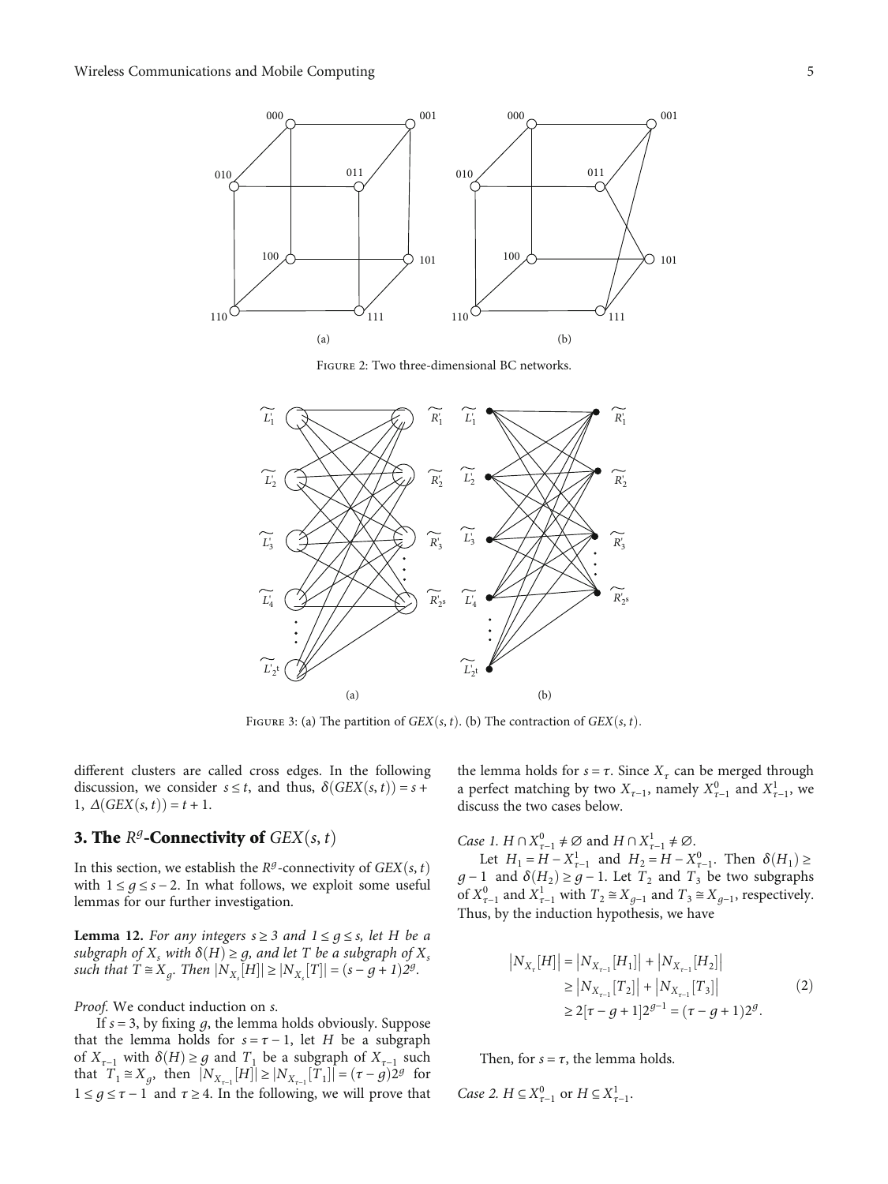FIGURE 2: Two three-dimensional BC networks.

FIGURE 3: (a) The partition of $GEX(s,t)$. (b) The contraction of $GEX(s,t)$.

different clusters are called cross edges. In the following discussion, we consider $s \le t$, and thus, $\delta(GEX(s,t)) = s + 1$, $\Delta(GEX(s,t)) = t + 1$.

## 3. The $R^g$-Connectivity of $GEX(s,t)$

In this section, we establish the $R^g$-connectivity of $GEX(s,t)$ with $1 \le g \le s-2$. In what follows, we exploit some useful lemmas for our further investigation.

**Lemma 12.** *For any integers $s \ge 3$ and $1 \le g \le s$, let $H$ be a subgraph of $X_s$ with $\delta(H) \ge g$, and let $T$ be a subgraph of $X_s$ such that $T \cong X_g$. Then $|N_{X_s}[H]| \ge |N_{X_s}[T]| = (s-g+1)2^g$.*

*Proof.* We conduct induction on $s$.

If $s = 3$, by fixing $g$, the lemma holds obviously. Suppose that the lemma holds for $s = \tau - 1$, let $H$ be a subgraph of $X_{\tau-1}$ with $\delta(H) \ge g$ and $T_1$ be a subgraph of $X_{\tau-1}$ such that $T_1 \cong X_g$, then $|N_{X_{\tau-1}}[H]| \ge |N_{X_{\tau-1}}[T_1]| = (\tau - g)2^g$ for $1 \le g \le \tau - 1$ and $\tau \ge 4$. In the following, we will prove that the lemma holds for $s = \tau$. Since $X_\tau$ can be merged through a perfect matching by two $X_{\tau-1}$, namely $X^0_{\tau-1}$ and $X^1_{\tau-1}$, we discuss the two cases below.

*Case 1.* $H \cap X^0_{\tau-1} \ne \varnothing$ and $H \cap X^1_{\tau-1} \ne \varnothing$.

Let $H_1 = H - X^1_{\tau-1}$ and $H_2 = H - X^0_{\tau-1}$. Then $\delta(H_1) \ge g-1$ and $\delta(H_2) \ge g-1$. Let $T_2$ and $T_3$ be two subgraphs of $X^0_{\tau-1}$ and $X^1_{\tau-1}$ with $T_2 \cong X_{g-1}$ and $T_3 \cong X_{g-1}$, respectively. Thus, by the induction hypothesis, we have

$$
\begin{aligned}
|N_{X_\tau}[H]| &= |N_{X_{\tau-1}}[H_1]| + |N_{X_{\tau-1}}[H_2]| \\
&\ge |N_{X_{\tau-1}}[T_2]| + |N_{X_{\tau-1}}[T_3]| \\
&\ge 2[\tau - g + 1]2^{g-1} = (\tau - g + 1)2^g.
\end{aligned}
\tag{2}
$$

Then, for $s = \tau$, the lemma holds.

*Case 2.* $H \subseteq X^0_{\tau-1}$ or $H \subseteq X^1_{\tau-1}$.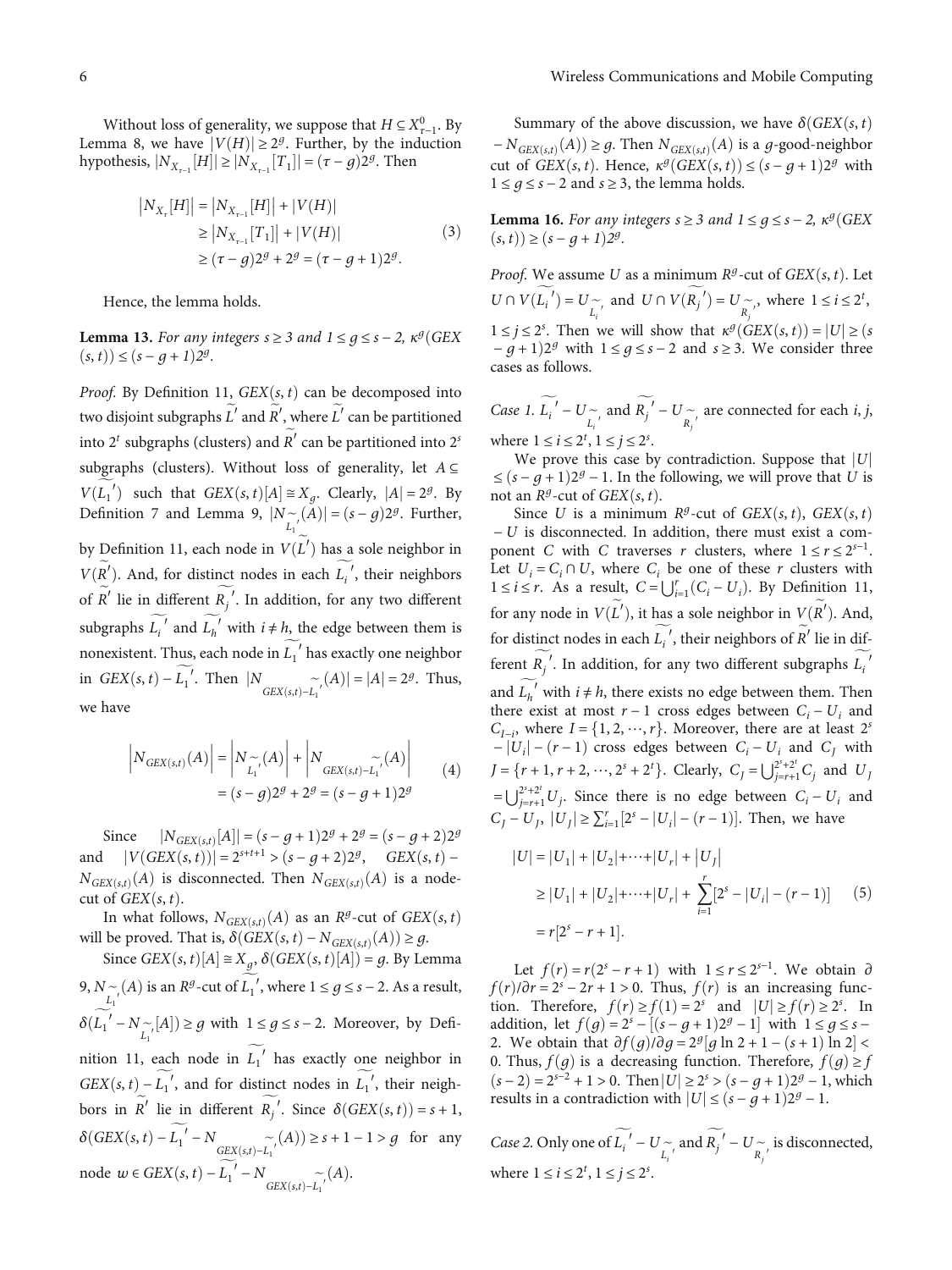Without loss of generality, we suppose that $H \subseteq X^0_{\tau-1}$. By Lemma 8, we have $|V(H)| \geq 2^g$. Further, by the induction hypothesis, $|N_{X_{\tau-1}}[H]| \geq |N_{X_{\tau-1}}[T_1]| = (\tau - g)2^g$. Then

$$
\begin{aligned}
|N_{X_\tau}[H]| &= |N_{X_{\tau-1}}[H]| + |V(H)| \\
&\geq |N_{X_{\tau-1}}[T_1]| + |V(H)| \\
&\geq (\tau - g)2^g + 2^g = (\tau - g + 1)2^g.
\end{aligned} \tag{3}
$$

Hence, the lemma holds.

**Lemma 13.** *For any integers $s \geq 3$ and $1 \leq g \leq s-2$, $\kappa^g(GEX(s,t)) \leq (s-g+1)2^g$.*

*Proof.* By Definition 11, $GEX(s,t)$ can be decomposed into two disjoint subgraphs $\widetilde{L'}$ and $\widetilde{R'}$, where $\widetilde{L'}$ can be partitioned into $2^t$ subgraphs (clusters) and $\widetilde{R'}$ can be partitioned into $2^s$ subgraphs (clusters). Without loss of generality, let $A \subseteq V(\widetilde{L_1'})$ such that $GEX(s,t)[A] \cong X_g$. Clearly, $|A| = 2^g$. By Definition 7 and Lemma 9, $|N_{\widetilde{L_1'}}(A)| = (s-g)2^g$. Further, by Definition 11, each node in $V(\widetilde{L'})$ has a sole neighbor in $V(\widetilde{R'})$. And, for distinct nodes in each $\widetilde{L_i'}$, their neighbors of $\widetilde{R'}$ lie in different $\widetilde{R_j'}$. In addition, for any two different subgraphs $\widetilde{L_i'}$ and $\widetilde{L_h'}$ with $i \neq h$, the edge between them is nonexistent. Thus, each node in $\widetilde{L_1'}$ has exactly one neighbor in $GEX(s,t) - \widetilde{L_1'}$. Then $|N_{GEX(s,t)-\widetilde{L_1'}}(A)| = |A| = 2^g$. Thus, we have

$$
\begin{aligned}
|N_{GEX(s,t)}(A)| &= |N_{\widetilde{L_1'}}(A)| + |N_{GEX(s,t)-\widetilde{L_1'}}(A)| \\
&= (s-g)2^g + 2^g = (s-g+1)2^g
\end{aligned} \tag{4}
$$

Since $|N_{GEX(s,t)}[A]| = (s-g+1)2^g + 2^g = (s-g+2)2^g$ and $|V(GEX(s,t))| = 2^{s+t+1} > (s-g+2)2^g$, $GEX(s,t) - N_{GEX(s,t)}(A)$ is disconnected. Then $N_{GEX(s,t)}(A)$ is a node-cut of $GEX(s,t)$.

In what follows, $N_{GEX(s,t)}(A)$ as an $R^g$-cut of $GEX(s,t)$ will be proved. That is, $\delta(GEX(s,t) - N_{GEX(s,t)}(A)) \geq g$.

Since $GEX(s,t)[A] \cong X_g$, $\delta(GEX(s,t)[A]) = g$. By Lemma 9, $N_{\widetilde{L_1'}}(A)$ is an $R^g$-cut of $\widetilde{L_1'}$, where $1 \leq g \leq s-2$. As a result, $\delta(\widetilde{L_1'} - N_{\widetilde{L_1'}}[A]) \geq g$ with $1 \leq g \leq s-2$. Moreover, by Definition 11, each node in $\widetilde{L_1'}$ has exactly one neighbor in $GEX(s,t) - \widetilde{L_1'}$, and for distinct nodes in $\widetilde{L_1'}$, their neighbors in $\widetilde{R'}$ lie in different $\widetilde{R_j'}$. Since $\delta(GEX(s,t)) = s+1$, $\delta(GEX(s,t) - \widetilde{L_1'} - N_{GEX(s,t)-\widetilde{L_1'}}(A)) \geq s+1-1 > g$ for any node $w \in GEX(s,t) - \widetilde{L_1'} - N_{GEX(s,t)-\widetilde{L_1'}}(A)$.

Summary of the above discussion, we have $\delta(GEX(s,t) - N_{GEX(s,t)}(A)) \geq g$. Then $N_{GEX(s,t)}(A)$ is a $g$-good-neighbor cut of $GEX(s,t)$. Hence, $\kappa^g(GEX(s,t)) \leq (s-g+1)2^g$ with $1 \leq g \leq s-2$ and $s \geq 3$, the lemma holds.

**Lemma 16.** *For any integers $s \geq 3$ and $1 \leq g \leq s-2$, $\kappa^g(GEX(s,t)) \geq (s-g+1)2^g$.*

*Proof.* We assume $U$ as a minimum $R^g$-cut of $GEX(s,t)$. Let $U \cap V(\widetilde{L_i'}) = U_{\widetilde{L_i'}}$ and $U \cap V(\widetilde{R_j'}) = U_{\widetilde{R_j'}}$, where $1 \leq i \leq 2^t$, $1 \leq j \leq 2^s$. Then we will show that $\kappa^g(GEX(s,t)) = |U| \geq (s-g+1)2^g$ with $1 \leq g \leq s-2$ and $s \geq 3$. We consider three cases as follows.

*Case 1.* $\widetilde{L_i'} - U_{\widetilde{L_i'}}$ and $\widetilde{R_j'} - U_{\widetilde{R_j'}}$ are connected for each $i, j$, where $1 \leq i \leq 2^t$, $1 \leq j \leq 2^s$.

We prove this case by contradiction. Suppose that $|U| \leq (s-g+1)2^g - 1$. In the following, we will prove that $U$ is not an $R^g$-cut of $GEX(s,t)$.

Since $U$ is a minimum $R^g$-cut of $GEX(s,t)$, $GEX(s,t) - U$ is disconnected. In addition, there must exist a component $C$ with $C$ traverses $r$ clusters, where $1 \leq r \leq 2^{s-1}$. Let $U_i = C_i \cap U$, where $C_i$ be one of these $r$ clusters with $1 \leq i \leq r$. As a result, $C = \bigcup_{i=1}^r (C_i - U_i)$. By Definition 11, for any node in $V(\widetilde{L'})$, it has a sole neighbor in $V(\widetilde{R'})$. And, for distinct nodes in each $\widetilde{L_i'}$, their neighbors of $\widetilde{R'}$ lie in different $\widetilde{R_j'}$. In addition, for any two different subgraphs $\widetilde{L_i'}$ and $\widetilde{L_h'}$ with $i \neq h$, there exists no edge between them. Then there exist at most $r-1$ cross edges between $C_i - U_i$ and $C_{I-i}$, where $I = \{1, 2, \cdots, r\}$. Moreover, there are at least $2^s - |U_i| - (r-1)$ cross edges between $C_i - U_i$ and $C_J$ with $J = \{r+1, r+2, \cdots, 2^s + 2^t\}$. Clearly, $C_J = \bigcup_{j=r+1}^{2^s+2^t} C_j$ and $U_J = \bigcup_{j=r+1}^{2^s+2^t} U_j$. Since there is no edge between $C_i - U_i$ and $C_J - U_J$, $|U_J| \geq \sum_{i=1}^r [2^s - |U_i| - (r-1)]$. Then, we have

$$
\begin{aligned}
|U| &= |U_1| + |U_2| + \cdots + |U_r| + |U_J| \\
&\geq |U_1| + |U_2| + \cdots + |U_r| + \sum_{i=1}^r [2^s - |U_i| - (r-1)] \\
&= r[2^s - r + 1].
\end{aligned} \tag{5}
$$

Let $f(r) = r(2^s - r + 1)$ with $1 \leq r \leq 2^{s-1}$. We obtain $\partial f(r)/\partial r = 2^s - 2r + 1 > 0$. Thus, $f(r)$ is an increasing function. Therefore, $f(r) \geq f(1) = 2^s$ and $|U| \geq f(r) \geq 2^s$. In addition, let $f(g) = 2^s - [(s-g+1)2^g - 1]$ with $1 \leq g \leq s-2$. We obtain that $\partial f(g)/\partial g = 2^g[g \ln 2 + 1 - (s+1)\ln 2] < 0$. Thus, $f(g)$ is a decreasing function. Therefore, $f(g) \geq f(s-2) = 2^{s-2} + 1 > 0$. Then $|U| \geq 2^s > (s-g+1)2^g - 1$, which results in a contradiction with $|U| \leq (s-g+1)2^g - 1$.

*Case 2.* Only one of $\widetilde{L_i'} - U_{\widetilde{L_i'}}$ and $\widetilde{R_j'} - U_{\widetilde{R_j'}}$ is disconnected, where $1 \leq i \leq 2^t$, $1 \leq j \leq 2^s$.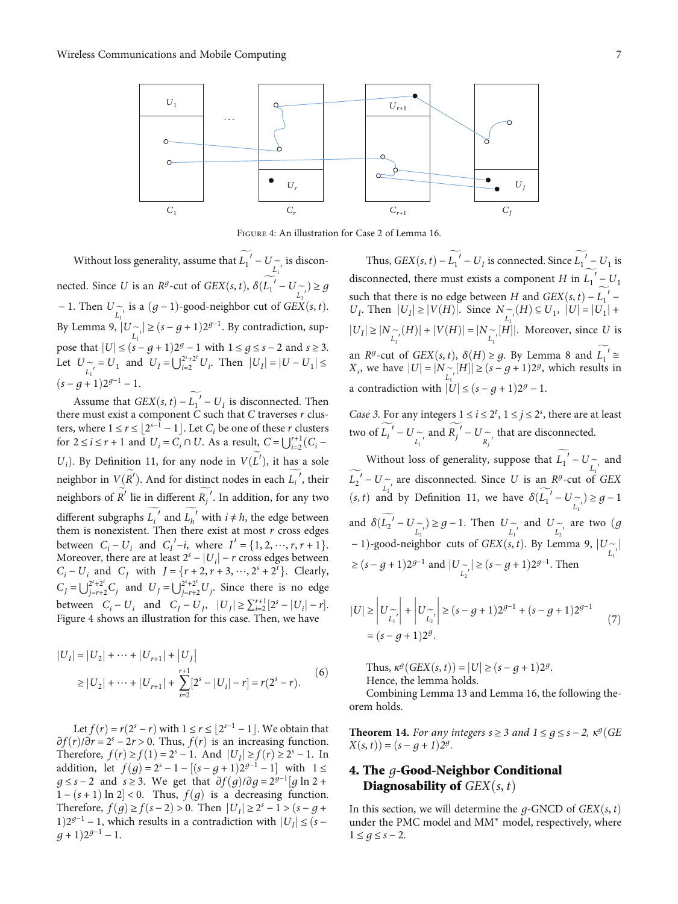Figure 4: An illustration for Case 2 of Lemma 16.

Without loss generality, assume that $\widetilde{L_1}' - U_{\widetilde{L_1}'}$ is disconnected. Since $U$ is an $R^g$-cut of $GEX(s,t)$, $\delta(\widetilde{L_1}' - U_{\widetilde{L_1}'}) \geq g - 1$. Then $U_{\widetilde{L_1}'}$ is a $(g-1)$-good-neighbor cut of $\widetilde{GEX}(s,t)$. By Lemma 9, $|U_{\widetilde{L_1}'}| \geq (s-g+1)2^{g-1}$. By contradiction, suppose that $|U| \leq (s-g+1)2^g - 1$ with $1 \leq g \leq s-2$ and $s \geq 3$. Let $U_{\widetilde{L_1}'} = U_1$ and $U_I = \bigcup_{i=2}^{2^s+2^t} U_i$. Then $|U_I| = |U - U_1| \leq (s-g+1)2^{g-1} - 1$.

Assume that $GEX(s,t) - \widetilde{L_1}' - U_I$ is disconnected. Then there must exist a component $C$ such that $C$ traverses $r$ clusters, where $1 \leq r \leq \lfloor 2^{s-1} - 1 \rfloor$. Let $C_i$ be one of these $r$ clusters for $2 \leq i \leq r+1$ and $U_i = C_i \cap U$. As a result, $C = \bigcup_{i=2}^{r+1}(C_i - U_i)$. By Definition 11, for any node in $V(\widetilde{L}')$, it has a sole neighbor in $V(\widetilde{R}')$. And for distinct nodes in each $\widetilde{L_i}'$, their neighbors of $\widetilde{R}'$ lie in different $\widetilde{R_j}'$. In addition, for any two different subgraphs $\widetilde{L_i}'$ and $\widetilde{L_h}'$ with $i \neq h$, the edge between them is nonexistent. Then there exist at most $r$ cross edges between $C_i - U_i$ and $C_I' - i$, where $I' = \{1, 2, \cdots, r, r+1\}$. Moreover, there are at least $2^s - |U_i| - r$ cross edges between $C_i - U_i$ and $C_J$ with $J = \{r+2, r+3, \cdots, 2^s + 2^t\}$. Clearly, $C_J = \bigcup_{j=r+2}^{2^s+2^t} C_j$ and $U_J = \bigcup_{j=r+2}^{2^s+2^t} U_j$. Since there is no edge between $C_i - U_i$ and $C_J - U_J$, $|U_J| \geq \sum_{i=2}^{r+1}[2^s - |U_i| - r]$. Figure 4 shows an illustration for this case. Then, we have

$$
\begin{aligned}
|U_I| &= |U_2| + \cdots + |U_{r+1}| + |U_J| \\
&\geq |U_2| + \cdots + |U_{r+1}| + \sum_{i=2}^{r+1}[2^s - |U_i| - r] = r(2^s - r).
\end{aligned} \tag{6}
$$

Let $f(r) = r(2^s - r)$ with $1 \leq r \leq \lfloor 2^{s-1} - 1 \rfloor$. We obtain that $\partial f(r)/\partial r = 2^s - 2r > 0$. Thus, $f(r)$ is an increasing function. Therefore, $f(r) \geq f(1) = 2^s - 1$. And $|U_I| \geq f(r) \geq 2^s - 1$. In addition, let $f(g) = 2^s - 1 - [(s-g+1)2^{g-1} - 1]$ with $1 \leq g \leq s-2$ and $s \geq 3$. We get that $\partial f(g)/\partial g = 2^{g-1}[g \ln 2 + 1 - (s+1)\ln 2] < 0$. Thus, $f(g)$ is a decreasing function. Therefore, $f(g) \geq f(s-2) > 0$. Then $|U_I| \geq 2^s - 1 > (s-g+1)2^{g-1} - 1$, which results in a contradiction with $|U_I| \leq (s-g+1)2^{g-1} - 1$.

Thus, $GEX(s,t) - \widetilde{L_1}' - U_I$ is connected. Since $\widetilde{L_1}' - U_1$ is disconnected, there must exists a component $H$ in $\widetilde{L_1}' - U_1$ such that there is no edge between $H$ and $GEX(s,t) - \widetilde{L_1}' - U_I$. Then $|U_I| \geq |V(H)|$. Since $N_{\widetilde{L_1}'}(H) \subseteq U_1$, $|U| = |U_1| + |U_I| \geq |N_{\widetilde{L_1}'}(H)| + |V(H)| = |N_{\widetilde{L_1}'}[H]|$. Moreover, since $U$ is an $R^g$-cut of $GEX(s,t)$, $\delta(H) \geq g$. By Lemma 8 and $\widetilde{L_1}' \cong X_s$, we have $|U| = |N_{\widetilde{L_1}'}[H]| \geq (s-g+1)2^g$, which results in a contradiction with $|U| \leq (s-g+1)2^g - 1$.

*Case 3.* For any integers $1 \leq i \leq 2^t$, $1 \leq j \leq 2^s$, there are at least two of $\widetilde{L_i}' - U_{\widetilde{L_i}'}$ and $\widetilde{R_j}' - U_{\widetilde{R_j}'}$ that are disconnected.

Without loss of generality, suppose that $\widetilde{L_1}' - U_{\widetilde{L_1}'}$ and $\widetilde{L_2}' - U_{\widetilde{L_2}'}$ are disconnected. Since $U$ is an $R^g$-cut of $GEX(s,t)$ and by Definition 11, we have $\delta(\widetilde{L_1}' - U_{\widetilde{L_1}'}) \geq g-1$ and $\delta(\widetilde{L_2}' - U_{\widetilde{L_2}'}) \geq g-1$. Then $U_{\widetilde{L_1}'}$ and $U_{\widetilde{L_2}'}$ are two $(g-1)$-good-neighbor cuts of $GEX(s,t)$. By Lemma 9, $|U_{\widetilde{L_1}'}| \geq (s-g+1)2^{g-1}$ and $|U_{\widetilde{L_2}'}| \geq (s-g+1)2^{g-1}$. Then

$$
\begin{aligned}
|U| &\geq \left|U_{\widetilde{L_1}'}\right| + \left|U_{\widetilde{L_2}'}\right| \geq (s-g+1)2^{g-1} + (s-g+1)2^{g-1} \\
&= (s-g+1)2^g.
\end{aligned} \tag{7}
$$

Thus, $\kappa^g(GEX(s,t)) = |U| \geq (s-g+1)2^g$.

Hence, the lemma holds.

Combining Lemma 13 and Lemma 16, the following theorem holds.

**Theorem 14.** *For any integers $s \geq 3$ and $1 \leq g \leq s-2$, $\kappa^g(GEX(s,t)) = (s-g+1)2^g$.*

## 4. The $g$-Good-Neighbor Conditional Diagnosability of $GEX(s,t)$

In this section, we will determine the $g$-GNCD of $GEX(s,t)$ under the PMC model and MM* model, respectively, where $1 \leq g \leq s-2$.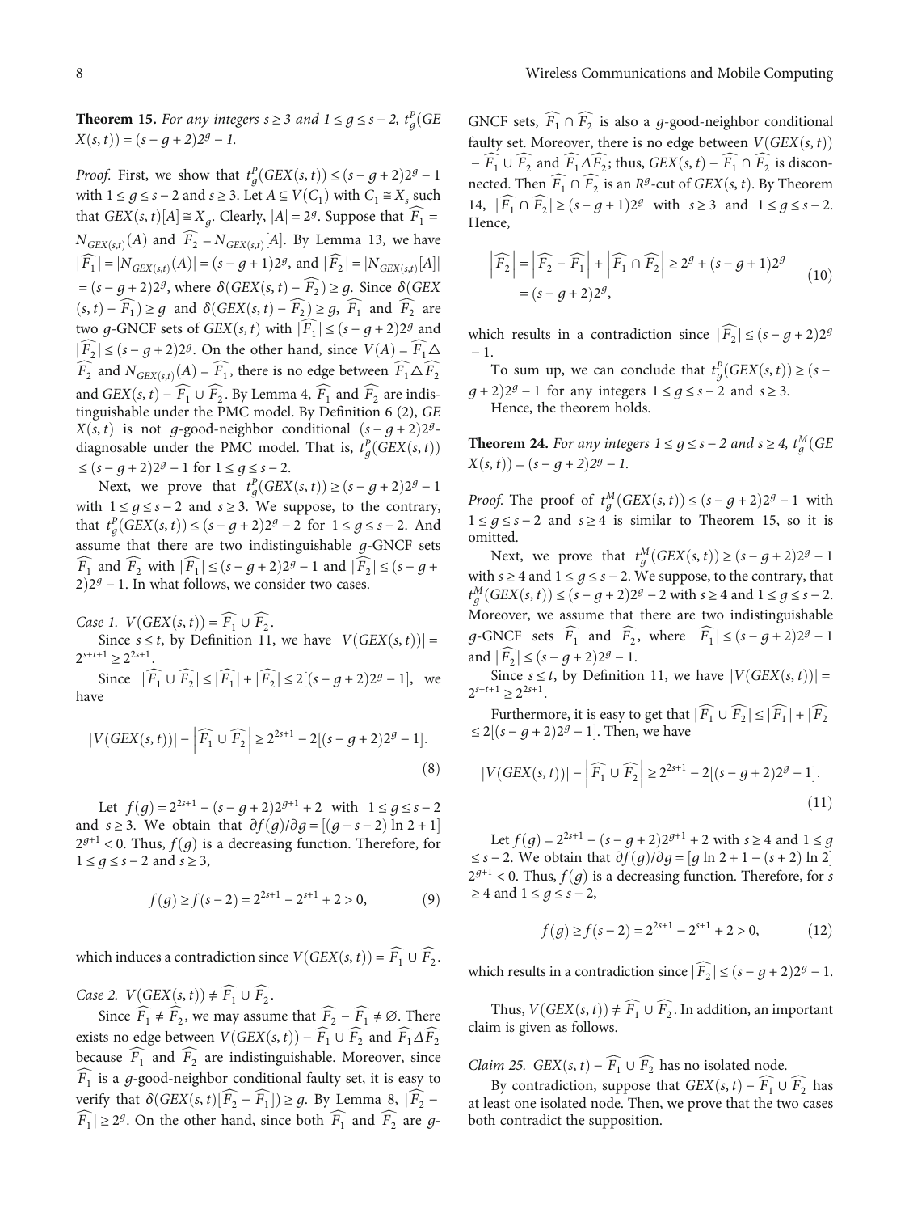**Theorem 15.** *For any integers $s \geq 3$ and $1 \leq g \leq s-2$, $t_g^P(GEX(s,t)) = (s-g+2)2^g - 1$.*

*Proof.* First, we show that $t_g^P(GEX(s,t)) \leq (s-g+2)2^g - 1$ with $1 \leq g \leq s-2$ and $s \geq 3$. Let $A \subseteq V(C_1)$ with $C_1 \cong X_s$ such that $GEX(s,t)[A] \cong X_g$. Clearly, $|A| = 2^g$. Suppose that $\widehat{F_1} = N_{GEX(s,t)}(A)$ and $\widehat{F_2} = N_{GEX(s,t)}[A]$. By Lemma 13, we have $|\widehat{F_1}| = |N_{GEX(s,t)}(A)| = (s-g+1)2^g$, and $|\widehat{F_2}| = |N_{GEX(s,t)}[A]| = (s-g+2)2^g$, where $\delta(GEX(s,t) - \widehat{F_2}) \geq g$. Since $\delta(GEX(s,t) - \widehat{F_1}) \geq g$ and $\delta(GEX(s,t) - \widehat{F_2}) \geq g$, $\widehat{F_1}$ and $\widehat{F_2}$ are two $g$-GNCF sets of $GEX(s,t)$ with $|\widehat{F_1}| \leq (s-g+2)2^g$ and $|\widehat{F_2}| \leq (s-g+2)2^g$. On the other hand, since $V(A) = \widehat{F_1} \triangle \widehat{F_2}$ and $N_{GEX(s,t)}(A) = \widehat{F_1}$, there is no edge between $\widehat{F_1} \triangle \widehat{F_2}$ and $GEX(s,t) - \widehat{F_1} \cup \widehat{F_2}$. By Lemma 4, $\widehat{F_1}$ and $\widehat{F_2}$ are indistinguishable under the PMC model. By Definition 6 (2), $GEX(s,t)$ is not $g$-good-neighbor conditional $(s-g+2)2^g$-diagnosable under the PMC model. That is, $t_g^P(GEX(s,t)) \leq (s-g+2)2^g - 1$ for $1 \leq g \leq s-2$.

Next, we prove that $t_g^P(GEX(s,t)) \geq (s-g+2)2^g - 1$ with $1 \leq g \leq s-2$ and $s \geq 3$. We suppose, to the contrary, that $t_g^P(GEX(s,t)) \leq (s-g+2)2^g - 2$ for $1 \leq g \leq s-2$. And assume that there are two indistinguishable $g$-GNCF sets $\widehat{F_1}$ and $\widehat{F_2}$ with $|\widehat{F_1}| \leq (s-g+2)2^g - 1$ and $|\widehat{F_2}| \leq (s-g+2)2^g - 1$. In what follows, we consider two cases.

*Case 1.* $V(GEX(s,t)) = \widehat{F_1} \cup \widehat{F_2}$.

Since $s \leq t$, by Definition 11, we have $|V(GEX(s,t))| = 2^{s+t+1} \geq 2^{2s+1}$.

Since $|\widehat{F_1} \cup \widehat{F_2}| \leq |\widehat{F_1}| + |\widehat{F_2}| \leq 2[(s-g+2)2^g - 1]$, we have

$$|V(GEX(s,t))| - \left|\widehat{F_1} \cup \widehat{F_2}\right| \geq 2^{2s+1} - 2[(s-g+2)2^g - 1]. \tag{8}$$

Let $f(g) = 2^{2s+1} - (s-g+2)2^{g+1} + 2$ with $1 \leq g \leq s-2$ and $s \geq 3$. We obtain that $\partial f(g)/\partial g = [(g-s-2)\ln 2 + 1]2^{g+1} < 0$. Thus, $f(g)$ is a decreasing function. Therefore, for $1 \leq g \leq s-2$ and $s \geq 3$,

$$f(g) \geq f(s-2) = 2^{2s+1} - 2^{s+1} + 2 > 0, \tag{9}$$

which induces a contradiction since $V(GEX(s,t)) = \widehat{F_1} \cup \widehat{F_2}$.

*Case 2.* $V(GEX(s,t)) \neq \widehat{F_1} \cup \widehat{F_2}$.

Since $\widehat{F_1} \neq \widehat{F_2}$, we may assume that $\widehat{F_2} - \widehat{F_1} \neq \varnothing$. There exists no edge between $V(GEX(s,t)) - \widehat{F_1} \cup \widehat{F_2}$ and $\widehat{F_1} \Delta \widehat{F_2}$ because $\widehat{F_1}$ and $\widehat{F_2}$ are indistinguishable. Moreover, since $\widehat{F_1}$ is a $g$-good-neighbor conditional faulty set, it is easy to verify that $\delta(GEX(s,t)[\widehat{F_2} - \widehat{F_1}]) \geq g$. By Lemma 8, $|\widehat{F_2} - \widehat{F_1}| \geq 2^g$. On the other hand, since both $\widehat{F_1}$ and $\widehat{F_2}$ are $g$-GNCF sets, $\widehat{F_1} \cap \widehat{F_2}$ is also a $g$-good-neighbor conditional faulty set. Moreover, there is no edge between $V(GEX(s,t)) - \widehat{F_1} \cup \widehat{F_2}$ and $\widehat{F_1} \Delta \widehat{F_2}$; thus, $GEX(s,t) - \widehat{F_1} \cap \widehat{F_2}$ is disconnected. Then $\widehat{F_1} \cap \widehat{F_2}$ is an $R^g$-cut of $GEX(s,t)$. By Theorem 14, $|\widehat{F_1} \cap \widehat{F_2}| \geq (s-g+1)2^g$ with $s \geq 3$ and $1 \leq g \leq s-2$. Hence,

$$\left|\widehat{F_2}\right| = \left|\widehat{F_2} - \widehat{F_1}\right| + \left|\widehat{F_1} \cap \widehat{F_2}\right| \geq 2^g + (s-g+1)2^g = (s-g+2)2^g, \tag{10}$$

which results in a contradiction since $|\widehat{F_2}| \leq (s-g+2)2^g - 1$.

To sum up, we can conclude that $t_g^P(GEX(s,t)) \geq (s-g+2)2^g - 1$ for any integers $1 \leq g \leq s-2$ and $s \geq 3$.

Hence, the theorem holds.

**Theorem 24.** *For any integers $1 \leq g \leq s-2$ and $s \geq 4$, $t_g^M(GEX(s,t)) = (s-g+2)2^g - 1$.*

*Proof.* The proof of $t_g^M(GEX(s,t)) \leq (s-g+2)2^g - 1$ with $1 \leq g \leq s-2$ and $s \geq 4$ is similar to Theorem 15, so it is omitted.

Next, we prove that $t_g^M(GEX(s,t)) \geq (s-g+2)2^g - 1$ with $s \geq 4$ and $1 \leq g \leq s-2$. We suppose, to the contrary, that $t_g^M(GEX(s,t)) \leq (s-g+2)2^g - 2$ with $s \geq 4$ and $1 \leq g \leq s-2$. Moreover, we assume that there are two indistinguishable $g$-GNCF sets $\widehat{F_1}$ and $\widehat{F_2}$, where $|\widehat{F_1}| \leq (s-g+2)2^g - 1$ and $|\widehat{F_2}| \leq (s-g+2)2^g - 1$.

Since $s \leq t$, by Definition 11, we have $|V(GEX(s,t))| = 2^{s+t+1} \geq 2^{2s+1}$.

Furthermore, it is easy to get that $|\widehat{F_1} \cup \widehat{F_2}| \leq |\widehat{F_1}| + |\widehat{F_2}| \leq 2[(s-g+2)2^g - 1]$. Then, we have

$$|V(GEX(s,t))| - \left|\widehat{F_1} \cup \widehat{F_2}\right| \geq 2^{2s+1} - 2[(s-g+2)2^g - 1]. \tag{11}$$

Let $f(g) = 2^{2s+1} - (s-g+2)2^{g+1} + 2$ with $s \geq 4$ and $1 \leq g \leq s-2$. We obtain that $\partial f(g)/\partial g = [g \ln 2 + 1 - (s+2)\ln 2]2^{g+1} < 0$. Thus, $f(g)$ is a decreasing function. Therefore, for $s \geq 4$ and $1 \leq g \leq s-2$,

$$f(g) \geq f(s-2) = 2^{2s+1} - 2^{s+1} + 2 > 0, \tag{12}$$

which results in a contradiction since $|\widehat{F_2}| \leq (s-g+2)2^g - 1$.

Thus, $V(GEX(s,t)) \neq \widehat{F_1} \cup \widehat{F_2}$. In addition, an important claim is given as follows.

*Claim 25.* $GEX(s,t) - \widehat{F_1} \cup \widehat{F_2}$ has no isolated node.

By contradiction, suppose that $GEX(s,t) - \widehat{F_1} \cup \widehat{F_2}$ has at least one isolated node. Then, we prove that the two cases both contradict the supposition.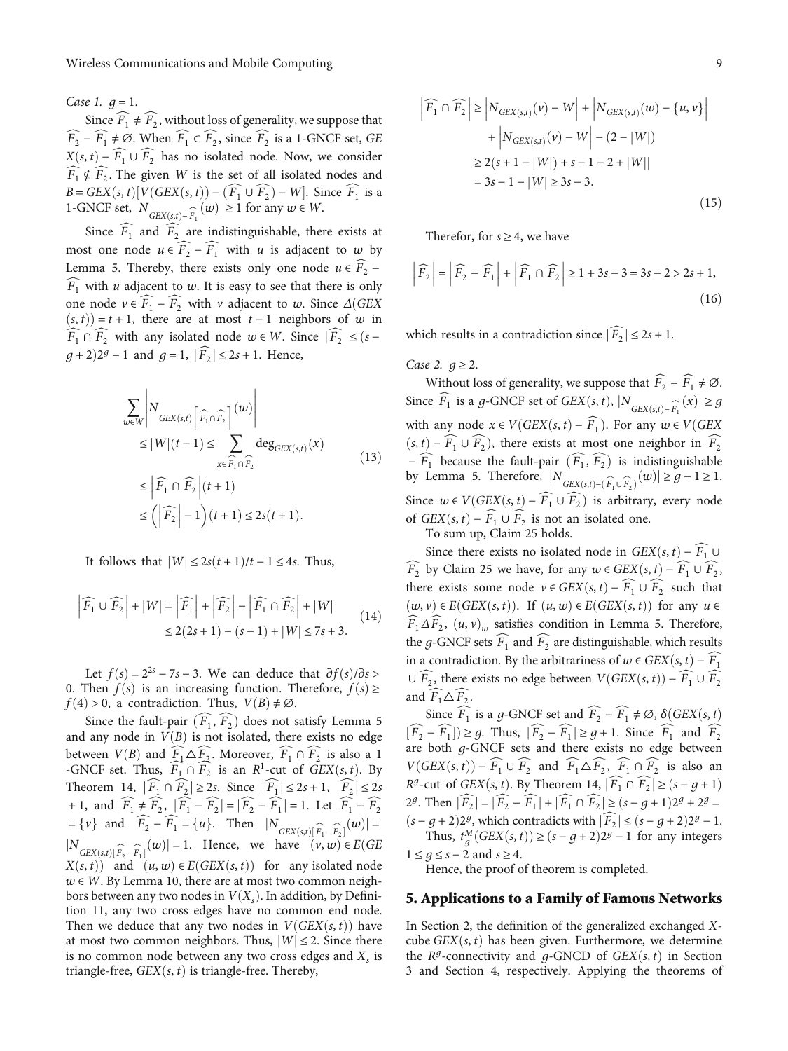*Case 1.* $g = 1$.

Since $\widehat{F_1} \neq \widehat{F_2}$, without loss of generality, we suppose that $\widehat{F_2} - \widehat{F_1} \neq \emptyset$. When $\widehat{F_1} \subset \widehat{F_2}$, since $\widehat{F_2}$ is a 1-GNCF set, $GEX(s,t) - \widehat{F_1} \cup \widehat{F_2}$ has no isolated node. Now, we consider $\widehat{F_1} \not\subseteq \widehat{F_2}$. The given $W$ is the set of all isolated nodes and $B = GEX(s,t)[V(GEX(s,t)) - (\widehat{F_1} \cup \widehat{F_2}) - W]$. Since $\widehat{F_1}$ is a 1-GNCF set, $|N_{GEX(s,t)-\widehat{F_1}}(w)| \geq 1$ for any $w \in W$.

Since $\widehat{F_1}$ and $\widehat{F_2}$ are indistinguishable, there exists at most one node $u \in \widehat{F_2} - \widehat{F_1}$ with $u$ is adjacent to $w$ by Lemma 5. Thereby, there exists only one node $u \in \widehat{F_2} - \widehat{F_1}$ with $u$ adjacent to $w$. It is easy to see that there is only one node $v \in \widehat{F_1} - \widehat{F_2}$ with $v$ adjacent to $w$. Since $\Delta(GEX(s,t)) = t + 1$, there are at most $t-1$ neighbors of $w$ in $\widehat{F_1} \cap \widehat{F_2}$ with any isolated node $w \in W$. Since $|\widehat{F_2}| \leq (s-g+2)2^g - 1$ and $g = 1$, $|\widehat{F_2}| \leq 2s+1$. Hence,

$$
\begin{aligned}
\sum_{w\in W} \left| N_{GEX(s,t)\left[\widehat{F_1}\cap \widehat{F_2}\right]}(w) \right| &\leq |W|(t-1) \leq \sum_{x\in \widehat{F_1}\cap\widehat{F_2}} \deg_{GEX(s,t)}(x) \\
&\leq \left|\widehat{F_1}\cap\widehat{F_2}\right|(t+1) \\
&\leq \left(\left|\widehat{F_2}\right| - 1\right)(t+1) \leq 2s(t+1).
\end{aligned} \tag{13}
$$

It follows that $|W| \leq 2s(t+1)/t - 1 \leq 4s$. Thus,

$$
\begin{aligned}
\left|\widehat{F_1}\cup\widehat{F_2}\right| + |W| &= \left|\widehat{F_1}\right| + \left|\widehat{F_2}\right| - \left|\widehat{F_1}\cap\widehat{F_2}\right| + |W| \\
&\leq 2(2s+1) - (s-1) + |W| \leq 7s+3.
\end{aligned} \tag{14}
$$

Let $f(s) = 2^{2s} - 7s - 3$. We can deduce that $\partial f(s)/\partial s > 0$. Then $f(s)$ is an increasing function. Therefore, $f(s) \geq f(4) > 0$, a contradiction. Thus, $V(B) \neq \emptyset$.

Since the fault-pair $(\widehat{F_1}, \widehat{F_2})$ does not satisfy Lemma 5 and any node in $V(B)$ is not isolated, there exists no edge between $V(B)$ and $\widehat{F_1} \triangle \widehat{F_2}$. Moreover, $\widehat{F_1} \cap \widehat{F_2}$ is also a 1-GNCF set. Thus, $\widehat{F_1} \cap \widehat{F_2}$ is an $R^1$-cut of $GEX(s,t)$. By Theorem 14, $|\widehat{F_1} \cap \widehat{F_2}| \geq 2s$. Since $|\widehat{F_1}| \leq 2s+1$, $|\widehat{F_2}| \leq 2s+1$, and $\widehat{F_1} \neq \widehat{F_2}$, $|\widehat{F_1} - \widehat{F_2}| = |\widehat{F_2} - \widehat{F_1}| = 1$. Let $\widehat{F_1} - \widehat{F_2} = \{v\}$ and $\widehat{F_2} - \widehat{F_1} = \{u\}$. Then $|N_{GEX(s,t)[\widehat{F_1}-\widehat{F_2}]}(w)| = |N_{GEX(s,t)[\widehat{F_2}-\widehat{F_1}]}(w)| = 1$. Hence, we have $(v,w) \in E(GEX(s,t))$ and $(u,w) \in E(GEX(s,t))$ for any isolated node $w \in W$. By Lemma 10, there are at most two common neighbors between any two nodes in $V(X_s)$. In addition, by Definition 11, any two cross edges have no common end node. Then we deduce that any two nodes in $V(GEX(s,t))$ have at most two common neighbors. Thus, $|W| \leq 2$. Since there is no common node between any two cross edges and $X_s$ is triangle-free, $GEX(s,t)$ is triangle-free. Thereby,

$$
\begin{aligned}
\left|\widehat{F_1}\cap\widehat{F_2}\right| &\geq \left|N_{GEX(s,t)}(v) - W\right| + \left|N_{GEX(s,t)}(w) - \{u,v\}\right| \\
&\quad + \left|N_{GEX(s,t)}(v) - W\right| - (2 - |W|) \\
&\geq 2(s+1-|W|) + s - 1 - 2 + |W|| \\
&= 3s - 1 - |W| \geq 3s - 3.
\end{aligned} \tag{15}
$$

Therefor, for $s \geq 4$, we have

$$
\left|\widehat{F_2}\right| = \left|\widehat{F_2} - \widehat{F_1}\right| + \left|\widehat{F_1}\cap\widehat{F_2}\right| \geq 1 + 3s - 3 = 3s - 2 > 2s+1, \tag{16}
$$

which results in a contradiction since $|\widehat{F_2}| \leq 2s+1$.

*Case 2.* $g \geq 2$.

Without loss of generality, we suppose that $\widehat{F_2} - \widehat{F_1} \neq \emptyset$. Since $\widehat{F_1}$ is a $g$-GNCF set of $GEX(s,t)$, $|N_{GEX(s,t)-\widehat{F_1}}(x)| \geq g$ with any node $x \in V(GEX(s,t) - \widehat{F_1})$. For any $w \in V(GEX(s,t) - \widehat{F_1} \cup \widehat{F_2})$, there exists at most one neighbor in $\widehat{F_2} - \widehat{F_1}$ because the fault-pair $(\widehat{F_1}, \widehat{F_2})$ is indistinguishable by Lemma 5. Therefore, $|N_{GEX(s,t)-(\widehat{F_1}\cup\widehat{F_2})}(w)| \geq g - 1 \geq 1$. Since $w \in V(GEX(s,t) - \widehat{F_1} \cup \widehat{F_2})$ is arbitrary, every node of $GEX(s,t) - \widehat{F_1} \cup \widehat{F_2}$ is not an isolated one.

To sum up, Claim 25 holds.

Since there exists no isolated node in $GEX(s,t) - \widehat{F_1} \cup \widehat{F_2}$ by Claim 25 we have, for any $w \in GEX(s,t) - \widehat{F_1} \cup \widehat{F_2}$, there exists some node $v \in GEX(s,t) - \widehat{F_1} \cup \widehat{F_2}$ such that $(w,v) \in E(GEX(s,t))$. If $(u,w) \in E(GEX(s,t))$ for any $u \in \widehat{F_1} \Delta \widehat{F_2}$, $(u,v)_w$ satisfies condition in Lemma 5. Therefore, the $g$-GNCF sets $\widehat{F_1}$ and $\widehat{F_2}$ are distinguishable, which results in a contradiction. By the arbitrariness of $w \in GEX(s,t) - \widehat{F_1} \cup \widehat{F_2}$, there exists no edge between $V(GEX(s,t)) - \widehat{F_1} \cup \widehat{F_2}$ and $\widehat{F_1} \triangle \widehat{F_2}$.

Since $\widehat{F_1}$ is a $g$-GNCF set and $\widehat{F_2} - \widehat{F_1} \neq \emptyset$, $\delta(GEX(s,t)[\widehat{F_2} - \widehat{F_1}]) \geq g$. Thus, $|\widehat{F_2} - \widehat{F_1}| \geq g+1$. Since $\widehat{F_1}$ and $\widehat{F_2}$ are both $g$-GNCF sets and there exists no edge between $V(GEX(s,t)) - \widehat{F_1} \cup \widehat{F_2}$ and $\widehat{F_1} \triangle \widehat{F_2}$, $\widehat{F_1} \cap \widehat{F_2}$ is also an $R^g$-cut of $GEX(s,t)$. By Theorem 14, $|\widehat{F_1} \cap \widehat{F_2}| \geq (s-g+1)2^g$. Then $|\widehat{F_2}| = |\widehat{F_2} - \widehat{F_1}| + |\widehat{F_1} \cap \widehat{F_2}| \geq (s-g+1)2^g + 2^g = (s-g+2)2^g$, which contradicts with $|\widehat{F_2}| \leq (s-g+2)2^g - 1$.

Thus, $t_g^M(GEX(s,t)) \geq (s-g+2)2^g - 1$ for any integers $1 \leq g \leq s-2$ and $s \geq 4$.

Hence, the proof of theorem is completed.

## 5. Applications to a Family of Famous Networks

In Section 2, the definition of the generalized exchanged X-cube $GEX(s,t)$ has been given. Furthermore, we determine the $R^g$-connectivity and $g$-GNCD of $GEX(s,t)$ in Section 3 and Section 4, respectively. Applying the theorems of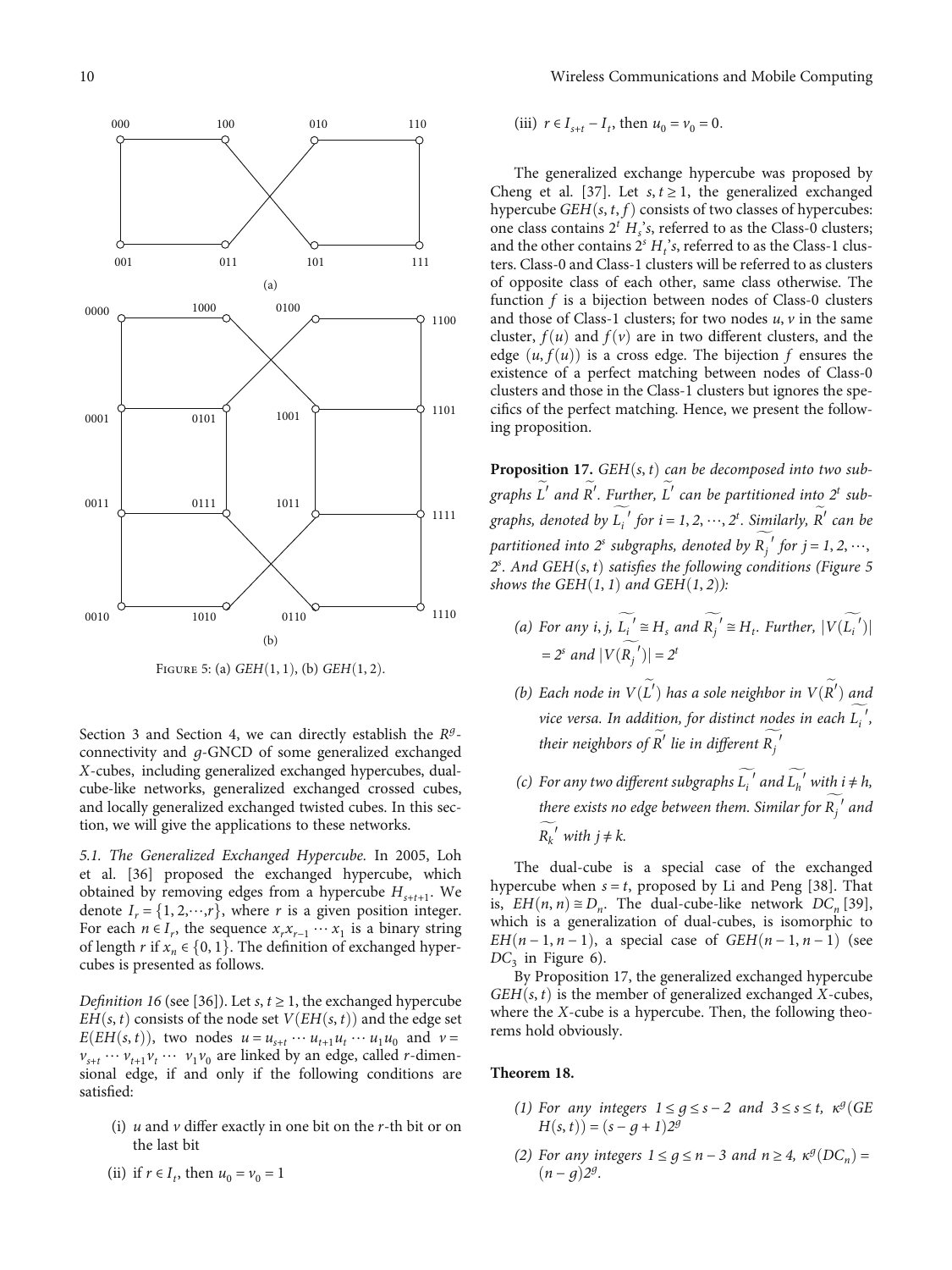Figure 5: (a) $GEH(1,1)$, (b) $GEH(1,2)$.

Section 3 and Section 4, we can directly establish the $R^g$-connectivity and $g$-GNCD of some generalized exchanged $X$-cubes, including generalized exchanged hypercubes, dual-cube-like networks, generalized exchanged crossed cubes, and locally generalized exchanged twisted cubes. In this section, we will give the applications to these networks.

*5.1. The Generalized Exchanged Hypercube.* In 2005, Loh et al. [36] proposed the exchanged hypercube, which obtained by removing edges from a hypercube $H_{s+t+1}$. We denote $I_r = \{1, 2, \cdots, r\}$, where $r$ is a given position integer. For each $n \in I_r$, the sequence $x_r x_{r-1} \cdots x_1$ is a binary string of length $r$ if $x_n \in \{0, 1\}$. The definition of exchanged hypercubes is presented as follows.

*Definition 16* (see [36]). Let $s, t \geq 1$, the exchanged hypercube $EH(s,t)$ consists of the node set $V(EH(s,t))$ and the edge set $E(EH(s,t))$, two nodes $u = u_{s+t} \cdots u_{t+1} u_t \cdots u_1 u_0$ and $v = v_{s+t} \cdots v_{t+1} v_t \cdots v_1 v_0$ are linked by an edge, called $r$-dimensional edge, if and only if the following conditions are satisfied:

- (i) $u$ and $v$ differ exactly in one bit on the $r$-th bit or on the last bit
- (ii) if $r \in I_t$, then $u_0 = v_0 = 1$
- (iii) $r \in I_{s+t} - I_t$, then $u_0 = v_0 = 0$.

The generalized exchange hypercube was proposed by Cheng et al. [37]. Let $s, t \geq 1$, the generalized exchanged hypercube $GEH(s,t,f)$ consists of two classes of hypercubes: one class contains $2^t$ $H_s$'s, referred to as the Class-0 clusters; and the other contains $2^s$ $H_t$'s, referred to as the Class-1 clusters. Class-0 and Class-1 clusters will be referred to as clusters of opposite class of each other, same class otherwise. The function $f$ is a bijection between nodes of Class-0 clusters and those of Class-1 clusters; for two nodes $u, v$ in the same cluster, $f(u)$ and $f(v)$ are in two different clusters, and the edge $(u, f(u))$ is a cross edge. The bijection $f$ ensures the existence of a perfect matching between nodes of Class-0 clusters and those in the Class-1 clusters but ignores the specifics of the perfect matching. Hence, we present the following proposition.

**Proposition 17.** *$GEH(s,t)$ can be decomposed into two subgraphs $\widetilde{L'}$ and $\widetilde{R'}$. Further, $\widetilde{L'}$ can be partitioned into $2^t$ subgraphs, denoted by $\widetilde{L_i'}$ for $i = 1, 2, \cdots, 2^t$. Similarly, $\widetilde{R'}$ can be partitioned into $2^s$ subgraphs, denoted by $\widetilde{R_j'}$ for $j = 1, 2, \cdots, 2^s$. And $GEH(s,t)$ satisfies the following conditions (Figure 5 shows the $GEH(1,1)$ and $GEH(1,2)$):*

- *(a) For any $i, j$, $\widetilde{L_i'} \cong H_s$ and $\widetilde{R_j'} \cong H_t$. Further, $|V(\widetilde{L_i'})| = 2^s$ and $|V(\widetilde{R_j'})| = 2^t$*
- *(b) Each node in $V(\widetilde{L'})$ has a sole neighbor in $V(\widetilde{R'})$ and vice versa. In addition, for distinct nodes in each $\widetilde{L_i'}$, their neighbors of $\widetilde{R'}$ lie in different $\widetilde{R_j'}$*
- *(c) For any two different subgraphs $\widetilde{L_i'}$ and $\widetilde{L_h'}$ with $i \neq h$, there exists no edge between them. Similar for $\widetilde{R_j'}$ and $\widetilde{R_k'}$ with $j \neq k$.*

The dual-cube is a special case of the exchanged hypercube when $s = t$, proposed by Li and Peng [38]. That is, $EH(n,n) \cong D_n$. The dual-cube-like network $DC_n$ [39], which is a generalization of dual-cubes, is isomorphic to $EH(n-1, n-1)$, a special case of $GEH(n-1, n-1)$ (see $DC_3$ in Figure 6).

By Proposition 17, the generalized exchanged hypercube $GEH(s,t)$ is the member of generalized exchanged $X$-cubes, where the $X$-cube is a hypercube. Then, the following theorems hold obviously.

**Theorem 18.**

- *(1) For any integers $1 \leq g \leq s-2$ and $3 \leq s \leq t$, $\kappa^g(GEH(s,t)) = (s-g+1)2^g$*
- *(2) For any integers $1 \leq g \leq n-3$ and $n \geq 4$, $\kappa^g(DC_n) = (n-g)2^g$.*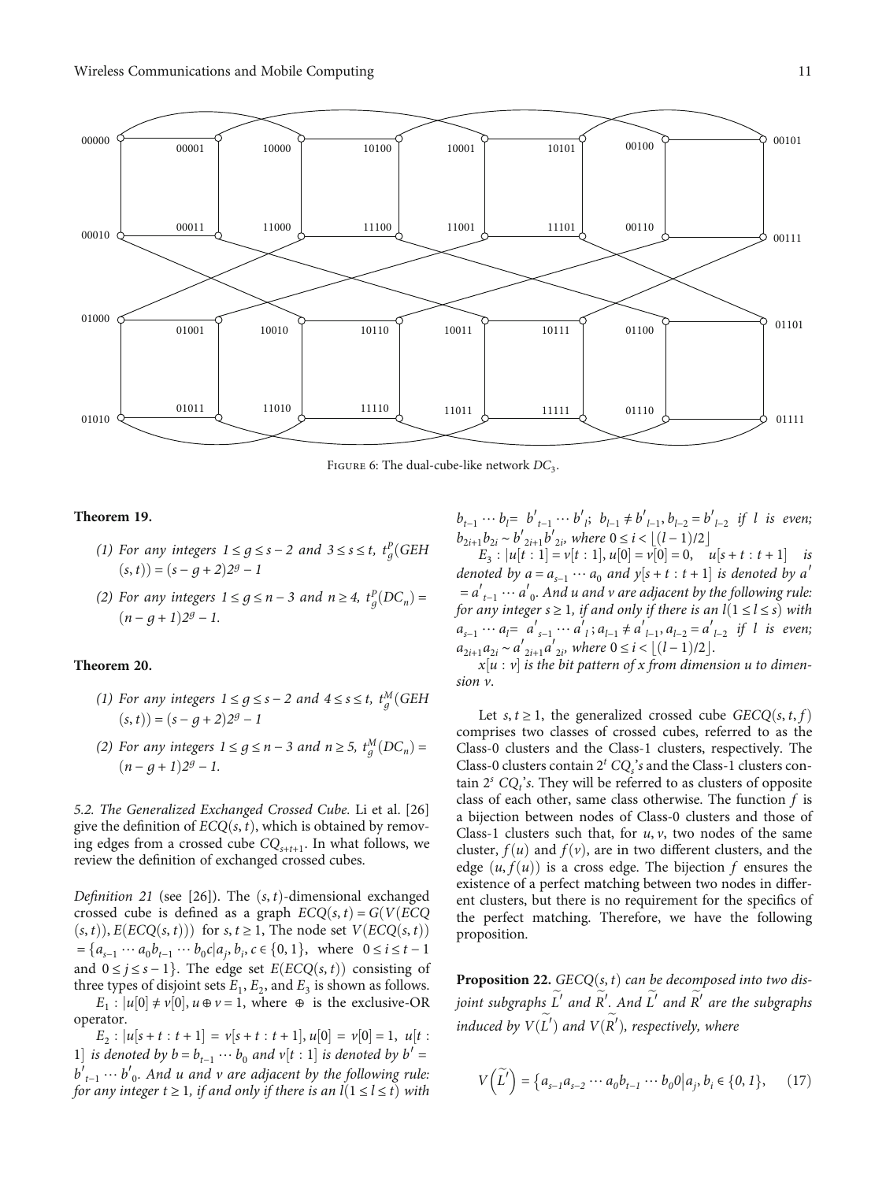Figure 6: The dual-cube-like network $DC_3$.

**Theorem 19.**

(1) For any integers $1 \le g \le s-2$ and $3 \le s \le t$, $t_g^P(GEH(s,t)) = (s-g+2)2^g - 1$

(2) For any integers $1 \le g \le n-3$ and $n \ge 4$, $t_g^P(DC_n) = (n-g+1)2^g - 1$.

**Theorem 20.**

(1) For any integers $1 \le g \le s-2$ and $4 \le s \le t$, $t_g^M(GEH(s,t)) = (s-g+2)2^g - 1$

(2) For any integers $1 \le g \le n-3$ and $n \ge 5$, $t_g^M(DC_n) = (n-g+1)2^g - 1$.

*5.2. The Generalized Exchanged Crossed Cube.* Li et al. [26] give the definition of $ECQ(s,t)$, which is obtained by removing edges from a crossed cube $CQ_{s+t+1}$. In what follows, we review the definition of exchanged crossed cubes.

*Definition 21* (see [26]). The $(s,t)$-dimensional exchanged crossed cube is defined as a graph $ECQ(s,t) = G(V(ECQ(s,t)), E(ECQ(s,t)))$ for $s, t \ge 1$, The node set $V(ECQ(s,t)) = \{a_{s-1} \cdots a_0 b_{t-1} \cdots b_0 c \mid a_j, b_i, c \in \{0,1\}$, where $0 \le i \le t-1$ and $0 \le j \le s-1\}$. The edge set $E(ECQ(s,t))$ consisting of three types of disjoint sets $E_1$, $E_2$, and $E_3$ is shown as follows.

$E_1 : |u[0] \ne v[0], u \oplus v = 1$, where $\oplus$ is the exclusive-OR operator.

$E_2 : |u[s+t:t+1] = v[s+t:t+1], u[0] = v[0] = 1$, *$u[t:1]$ is denoted by $b = b_{t-1} \cdots b_0$ and $v[t:1]$ is denoted by $b' = b'_{t-1} \cdots b'_0$. And $u$ and $v$ are adjacent by the following rule: for any integer $t \ge 1$, if and only if there is an $l (1 \le l \le t)$ with $b_{t-1} \cdots b_l = b'_{t-1} \cdots b'_l$; $b_{l-1} \ne b'_{l-1}, b_{l-2} = b'_{l-2}$ if $l$ is even; $b_{2i+1}b_{2i} \sim b'_{2i+1}b'_{2i}$, where $0 \le i < \lfloor (l-1)/2 \rfloor$*

$E_3 : |u[t:1] = v[t:1], u[0] = v[0] = 0$, *$u[s+t:t+1]$ is denoted by $a = a_{s-1} \cdots a_0$ and $y[s+t:t+1]$ is denoted by $a' = a'_{t-1} \cdots a'_0$. And $u$ and $v$ are adjacent by the following rule: for any integer $s \ge 1$, if and only if there is an $l (1 \le l \le s)$ with $a_{s-1} \cdots a_l = a'_{s-1} \cdots a'_l$; $a_{l-1} \ne a'_{l-1}, a_{l-2} = a'_{l-2}$ if $l$ is even; $a_{2i+1}a_{2i} \sim a'_{2i+1}a'_{2i}$, where $0 \le i < \lfloor (l-1)/2 \rfloor$.*

*$x[u:v]$ is the bit pattern of $x$ from dimension $u$ to dimension $v$.*

Let $s, t \ge 1$, the generalized crossed cube $GECQ(s,t,f)$ comprises two classes of crossed cubes, referred to as the Class-0 clusters and the Class-1 clusters, respectively. The Class-0 clusters contain $2^t$ $CQ_s$'s and the Class-1 clusters contain $2^s$ $CQ_t$'s. They will be referred to as clusters of opposite class of each other, same class otherwise. The function $f$ is a bijection between nodes of Class-0 clusters and those of Class-1 clusters such that, for $u, v$, two nodes of the same cluster, $f(u)$ and $f(v)$, are in two different clusters, and the edge $(u, f(u))$ is a cross edge. The bijection $f$ ensures the existence of a perfect matching between two nodes in different clusters, but there is no requirement for the specifics of the perfect matching. Therefore, we have the following proposition.

**Proposition 22.** *$GECQ(s,t)$ can be decomposed into two disjoint subgraphs $\widetilde{L'}$ and $\widetilde{R'}$. And $\widetilde{L'}$ and $\widetilde{R'}$ are the subgraphs induced by $V(\widetilde{L'})$ and $V(\widetilde{R'})$, respectively, where*

$$V\left(\widetilde{L'}\right) = \{a_{s-1}a_{s-2} \cdots a_0 b_{t-1} \cdots b_0 0 \mid a_j, b_i \in \{0,1\}, \quad (17)$$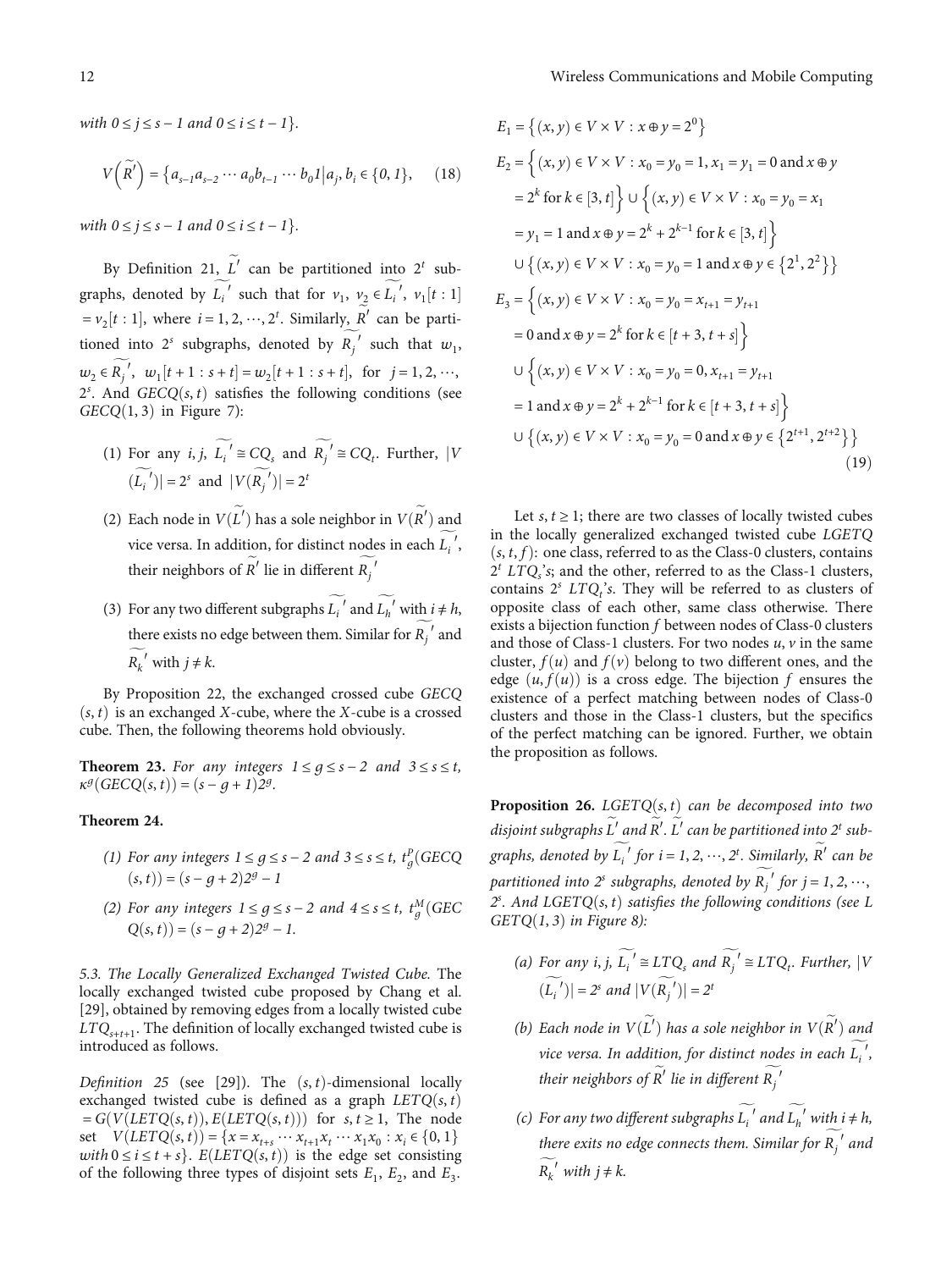with $0 \le j \le s-1$ and $0 \le i \le t-1$}.

$$V(\widetilde{R'}) = \{a_{s-1}a_{s-2} \cdots a_0 b_{t-1} \cdots b_0 1 | a_j, b_i \in \{0,1\}, \quad (18)$$

with $0 \le j \le s-1$ and $0 \le i \le t-1$}.

By Definition 21, $\widetilde{L'}$ can be partitioned into $2^t$ subgraphs, denoted by $\widetilde{L_i}'$ such that for $v_1, v_2 \in \widetilde{L_i}'$, $v_1[t:1] = v_2[t:1]$, where $i = 1, 2, \cdots, 2^t$. Similarly, $\widetilde{R'}$ can be partitioned into $2^s$ subgraphs, denoted by $\widetilde{R_j}'$ such that $w_1, w_2 \in \widetilde{R_j}'$, $w_1[t+1:s+t] = w_2[t+1:s+t]$, for $j = 1, 2, \cdots, 2^s$. And $GECQ(s,t)$ satisfies the following conditions (see $GECQ(1,3)$ in Figure 7):

(1) For any $i, j$, $\widetilde{L_i}' \cong CQ_s$ and $\widetilde{R_j}' \cong CQ_t$. Further, $|V(\widetilde{L_i}')| = 2^s$ and $|V(\widetilde{R_j}')| = 2^t$

(2) Each node in $V(\widetilde{L'})$ has a sole neighbor in $V(\widetilde{R'})$ and vice versa. In addition, for distinct nodes in each $\widetilde{L_i}'$, their neighbors of $\widetilde{R'}$ lie in different $\widetilde{R_j}'$

(3) For any two different subgraphs $\widetilde{L_i}'$ and $\widetilde{L_h}'$ with $i \neq h$, there exists no edge between them. Similar for $\widetilde{R_j}'$ and $\widetilde{R_k}'$ with $j \neq k$.

By Proposition 22, the exchanged crossed cube $GECQ(s,t)$ is an exchanged $X$-cube, where the $X$-cube is a crossed cube. Then, the following theorems hold obviously.

**Theorem 23.** *For any integers $1 \le g \le s-2$ and $3 \le s \le t$, $\kappa^g(GECQ(s,t)) = (s-g+1)2^g$.*

**Theorem 24.**

*(1) For any integers $1 \le g \le s-2$ and $3 \le s \le t$, $t_g^P(GECQ(s,t)) = (s-g+2)2^g - 1$*

*(2) For any integers $1 \le g \le s-2$ and $4 \le s \le t$, $t_g^M(GECQ(s,t)) = (s-g+2)2^g - 1$.*

### 5.3. The Locally Generalized Exchanged Twisted Cube.

The locally exchanged twisted cube proposed by Chang et al. [29], obtained by removing edges from a locally twisted cube $LTQ_{s+t+1}$. The definition of locally exchanged twisted cube is introduced as follows.

*Definition 25* (see [29]). The $(s,t)$-dimensional locally exchanged twisted cube is defined as a graph $LETQ(s,t) = G(V(LETQ(s,t)), E(LETQ(s,t)))$ for $s, t \ge 1$, The node set $V(LETQ(s,t)) = \{x = x_{t+s} \cdots x_{t+1} x_t \cdots x_1 x_0 : x_i \in \{0,1\}$ *with* $0 \le i \le t+s\}$. $E(LETQ(s,t))$ is the edge set consisting of the following three types of disjoint sets $E_1$, $E_2$, and $E_3$.

$$\begin{aligned}
E_1 &= \{(x,y) \in V \times V : x \oplus y = 2^0\} \\
E_2 &= \{(x,y) \in V \times V : x_0 = y_0 = 1, x_1 = y_1 = 0 \text{ and } x \oplus y = 2^k \text{ for } k \in [3,t]\} \cup \{(x,y) \in V \times V : x_0 = y_0 = x_1 \\
&= y_1 = 1 \text{ and } x \oplus y = 2^k + 2^{k-1} \text{ for } k \in [3,t]\} \\
&\cup \{(x,y) \in V \times V : x_0 = y_0 = 1 \text{ and } x \oplus y \in \{2^1, 2^2\}\} \\
E_3 &= \{(x,y) \in V \times V : x_0 = y_0 = x_{t+1} = y_{t+1} \\
&= 0 \text{ and } x \oplus y = 2^k \text{ for } k \in [t+3, t+s]\} \\
&\cup \{(x,y) \in V \times V : x_0 = y_0 = 0, x_{t+1} = y_{t+1} \\
&= 1 \text{ and } x \oplus y = 2^k + 2^{k-1} \text{ for } k \in [t+3, t+s]\} \\
&\cup \{(x,y) \in V \times V : x_0 = y_0 = 0 \text{ and } x \oplus y \in \{2^{t+1}, 2^{t+2}\}\}
\end{aligned} \quad (19)$$

Let $s, t \ge 1$; there are two classes of locally twisted cubes in the locally generalized exchanged twisted cube $LGETQ(s,t,f)$: one class, referred to as the Class-0 clusters, contains $2^t$ $LTQ_s$'s; and the other, referred to as the Class-1 clusters, contains $2^s$ $LTQ_t$'s. They will be referred to as clusters of opposite class of each other, same class otherwise. There exists a bijection function $f$ between nodes of Class-0 clusters and those of Class-1 clusters. For two nodes $u, v$ in the same cluster, $f(u)$ and $f(v)$ belong to two different ones, and the edge $(u, f(u))$ is a cross edge. The bijection $f$ ensures the existence of a perfect matching between nodes of Class-0 clusters and those in the Class-1 clusters, but the specifics of the perfect matching can be ignored. Further, we obtain the proposition as follows.

**Proposition 26.** *$LGETQ(s,t)$ can be decomposed into two disjoint subgraphs $\widetilde{L'}$ and $\widetilde{R'}$. $\widetilde{L'}$ can be partitioned into $2^t$ subgraphs, denoted by $\widetilde{L_i}'$ for $i = 1, 2, \cdots, 2^t$. Similarly, $\widetilde{R'}$ can be partitioned into $2^s$ subgraphs, denoted by $\widetilde{R_j}'$ for $j = 1, 2, \cdots, 2^s$. And $LGETQ(s,t)$ satisfies the following conditions (see $LGETQ(1,3)$ in Figure 8):*

*(a) For any $i, j$, $\widetilde{L_i}' \cong LTQ_s$ and $\widetilde{R_j}' \cong LTQ_t$. Further, $|V(\widetilde{L_i}')| = 2^s$ and $|V(\widetilde{R_j}')| = 2^t$*

*(b) Each node in $V(\widetilde{L'})$ has a sole neighbor in $V(\widetilde{R'})$ and vice versa. In addition, for distinct nodes in each $\widetilde{L_i}'$, their neighbors of $\widetilde{R'}$ lie in different $\widetilde{R_j}'$*

*(c) For any two different subgraphs $\widetilde{L_i}'$ and $\widetilde{L_h}'$ with $i \neq h$, there exits no edge connects them. Similar for $\widetilde{R_j}'$ and $\widetilde{R_k}'$ with $j \neq k$.*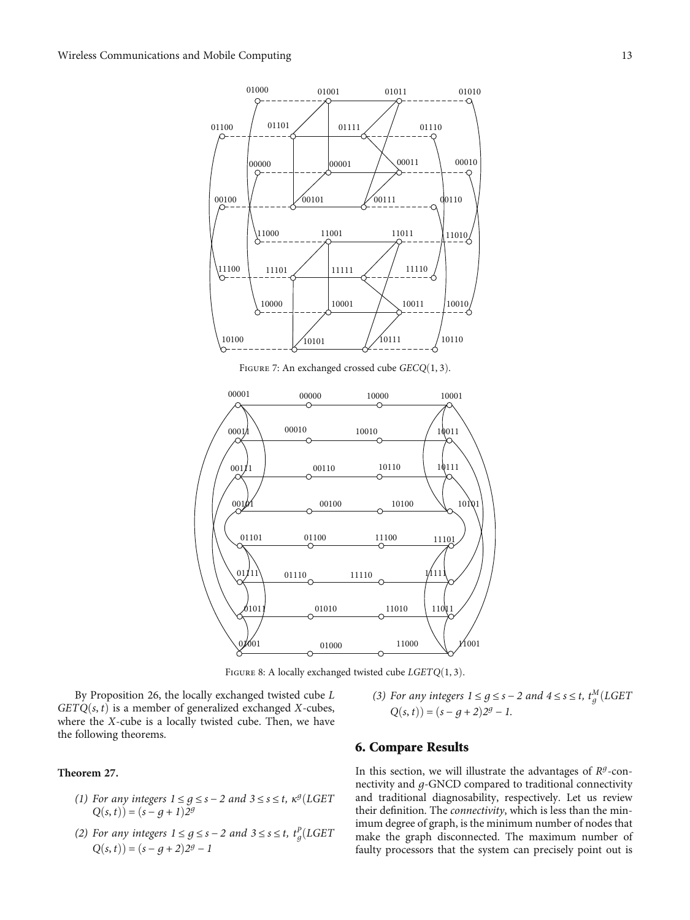Figure 7: An exchanged crossed cube $GECQ(1,3)$.

Figure 8: A locally exchanged twisted cube $LGETQ(1,3)$.

By Proposition 26, the locally exchanged twisted cube $LGETQ(s,t)$ is a member of generalized exchanged $X$-cubes, where the $X$-cube is a locally twisted cube. Then, we have the following theorems.

**Theorem 27.**

(1) *For any integers $1 \le g \le s-2$ and $3 \le s \le t$, $\kappa^g(LGETQ(s,t)) = (s-g+1)2^g$*

(2) *For any integers $1 \le g \le s-2$ and $3 \le s \le t$, $t_g^P(LGETQ(s,t)) = (s-g+2)2^g - 1$*

(3) *For any integers $1 \le g \le s-2$ and $4 \le s \le t$, $t_g^M(LGETQ(s,t)) = (s-g+2)2^g - 1$.*

## 6. Compare Results

In this section, we will illustrate the advantages of $R^g$-connectivity and $g$-GNCD compared to traditional connectivity and traditional diagnosability, respectively. Let us review their definition. The *connectivity*, which is less than the minimum degree of graph, is the minimum number of nodes that make the graph disconnected. The maximum number of faulty processors that the system can precisely point out is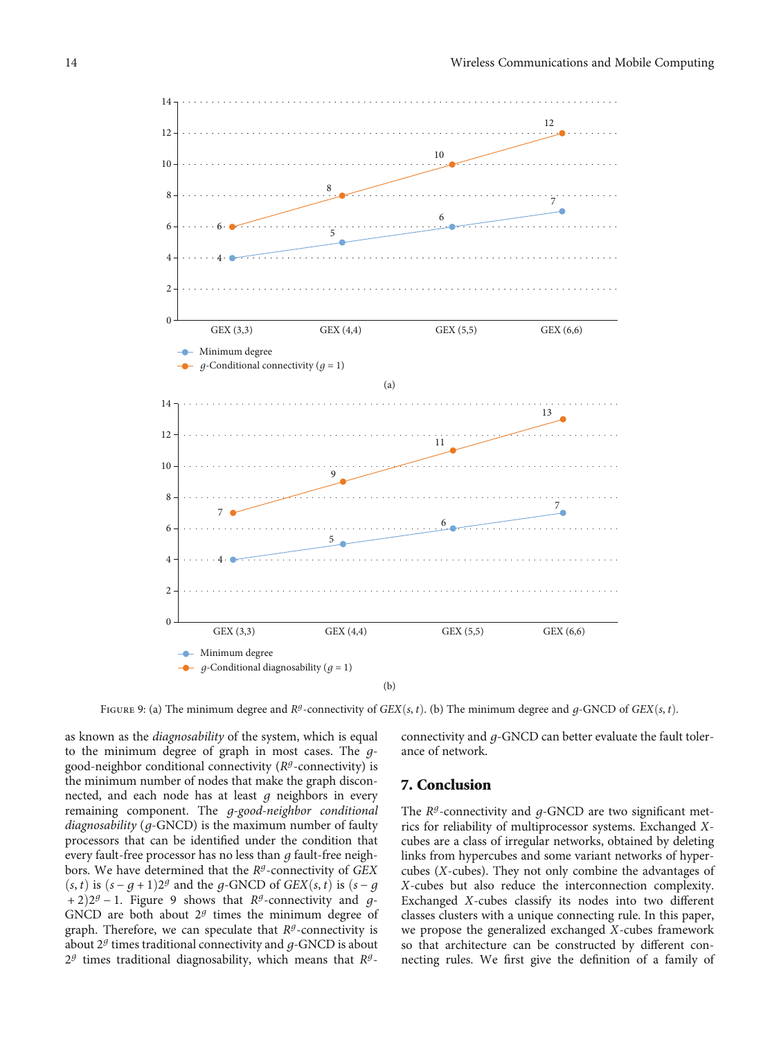FIGURE 9: (a) The minimum degree and $R^g$-connectivity of $GEX(s, t)$. (b) The minimum degree and $g$-GNCD of $GEX(s, t)$.

as known as the *diagnosability* of the system, which is equal to the minimum degree of graph in most cases. The $g$-good-neighbor conditional connectivity ($R^g$-connectivity) is the minimum number of nodes that make the graph disconnected, and each node has at least $g$ neighbors in every remaining component. The *$g$-good-neighbor conditional diagnosability* ($g$-GNCD) is the maximum number of faulty processors that can be identified under the condition that every fault-free processor has no less than $g$ fault-free neighbors. We have determined that the $R^g$-connectivity of $GEX(s, t)$ is $(s-g+1)2^g$ and the $g$-GNCD of $GEX(s, t)$ is $(s-g+2)2^g-1$. Figure 9 shows that $R^g$-connectivity and $g$-GNCD are both about $2^g$ times the minimum degree of graph. Therefore, we can speculate that $R^g$-connectivity is about $2^g$ times traditional connectivity and $g$-GNCD is about $2^g$ times traditional diagnosability, which means that $R^g$-connectivity and $g$-GNCD can better evaluate the fault tolerance of network.

## 7. Conclusion

The $R^g$-connectivity and $g$-GNCD are two significant metrics for reliability of multiprocessor systems. Exchanged $X$-cubes are a class of irregular networks, obtained by deleting links from hypercubes and some variant networks of hypercubes ($X$-cubes). They not only combine the advantages of $X$-cubes but also reduce the interconnection complexity. Exchanged $X$-cubes classify its nodes into two different classes clusters with a unique connecting rule. In this paper, we propose the generalized exchanged $X$-cubes framework so that architecture can be constructed by different connecting rules. We first give the definition of a family of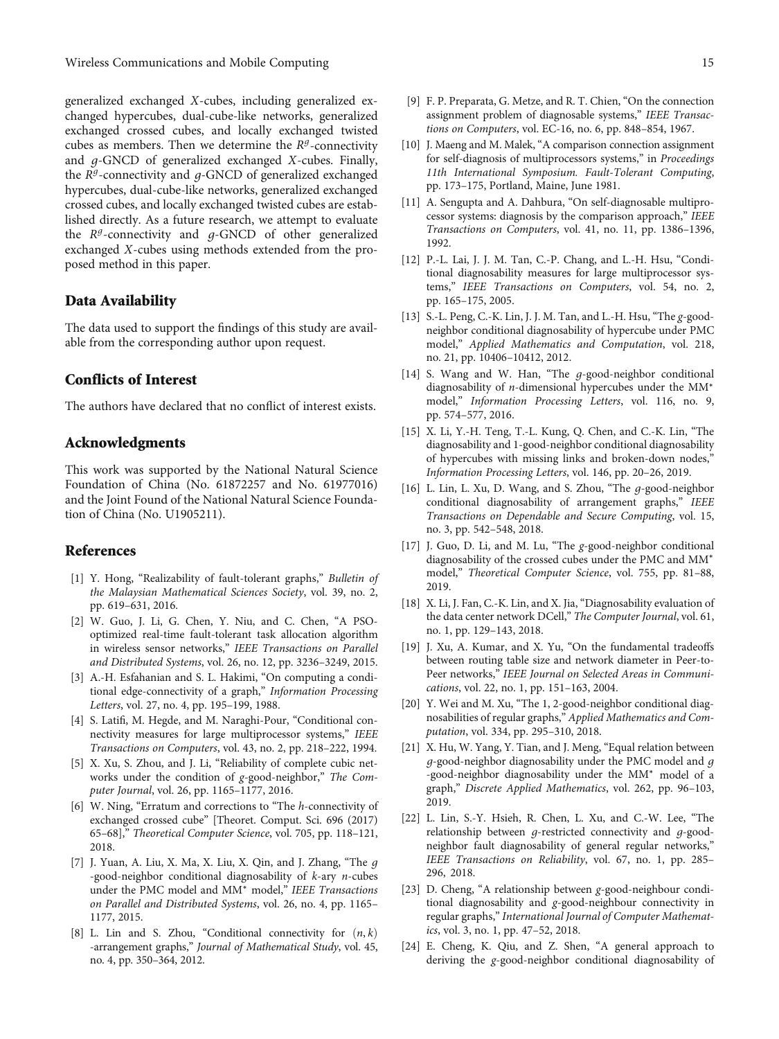generalized exchanged $X$-cubes, including generalized exchanged hypercubes, dual-cube-like networks, generalized exchanged crossed cubes, and locally exchanged twisted cubes as members. Then we determine the $R^g$-connectivity and $g$-GNCD of generalized exchanged $X$-cubes. Finally, the $R^g$-connectivity and $g$-GNCD of generalized exchanged hypercubes, dual-cube-like networks, generalized exchanged crossed cubes, and locally exchanged twisted cubes are established directly. As a future research, we attempt to evaluate the $R^g$-connectivity and $g$-GNCD of other generalized exchanged $X$-cubes using methods extended from the proposed method in this paper.

## Data Availability

The data used to support the findings of this study are available from the corresponding author upon request.

## Conflicts of Interest

The authors have declared that no conflict of interest exists.

## Acknowledgments

This work was supported by the National Natural Science Foundation of China (No. 61872257 and No. 61977016) and the Joint Found of the National Natural Science Foundation of China (No. U1905211).

## References

[1] Y. Hong, "Realizability of fault-tolerant graphs," *Bulletin of the Malaysian Mathematical Sciences Society*, vol. 39, no. 2, pp. 619–631, 2016.

[2] W. Guo, J. Li, G. Chen, Y. Niu, and C. Chen, "A PSO-optimized real-time fault-tolerant task allocation algorithm in wireless sensor networks," *IEEE Transactions on Parallel and Distributed Systems*, vol. 26, no. 12, pp. 3236–3249, 2015.

[3] A.-H. Esfahanian and S. L. Hakimi, "On computing a conditional edge-connectivity of a graph," *Information Processing Letters*, vol. 27, no. 4, pp. 195–199, 1988.

[4] S. Latifi, M. Hegde, and M. Naraghi-Pour, "Conditional connectivity measures for large multiprocessor systems," *IEEE Transactions on Computers*, vol. 43, no. 2, pp. 218–222, 1994.

[5] X. Xu, S. Zhou, and J. Li, "Reliability of complete cubic networks under the condition of $g$-good-neighbor," *The Computer Journal*, vol. 26, pp. 1165–1177, 2016.

[6] W. Ning, "Erratum and corrections to "The $h$-connectivity of exchanged crossed cube" [Theoret. Comput. Sci. 696 (2017) 65–68]," *Theoretical Computer Science*, vol. 705, pp. 118–121, 2018.

[7] J. Yuan, A. Liu, X. Ma, X. Liu, X. Qin, and J. Zhang, "The $g$-good-neighbor conditional diagnosability of $k$-ary $n$-cubes under the PMC model and MM* model," *IEEE Transactions on Parallel and Distributed Systems*, vol. 26, no. 4, pp. 1165–1177, 2015.

[8] L. Lin and S. Zhou, "Conditional connectivity for $(n, k)$-arrangement graphs," *Journal of Mathematical Study*, vol. 45, no. 4, pp. 350–364, 2012.

[9] F. P. Preparata, G. Metze, and R. T. Chien, "On the connection assignment problem of diagnosable systems," *IEEE Transactions on Computers*, vol. EC-16, no. 6, pp. 848–854, 1967.

[10] J. Maeng and M. Malek, "A comparison connection assignment for self-diagnosis of multiprocessors systems," in *Proceedings 11th International Symposium. Fault-Tolerant Computing*, pp. 173–175, Portland, Maine, June 1981.

[11] A. Sengupta and A. Dahbura, "On self-diagnosable multiprocessor systems: diagnosis by the comparison approach," *IEEE Transactions on Computers*, vol. 41, no. 11, pp. 1386–1396, 1992.

[12] P.-L. Lai, J. J. M. Tan, C.-P. Chang, and L.-H. Hsu, "Conditional diagnosability measures for large multiprocessor systems," *IEEE Transactions on Computers*, vol. 54, no. 2, pp. 165–175, 2005.

[13] S.-L. Peng, C.-K. Lin, J. J. M. Tan, and L.-H. Hsu, "The $g$-good-neighbor conditional diagnosability of hypercube under PMC model," *Applied Mathematics and Computation*, vol. 218, no. 21, pp. 10406–10412, 2012.

[14] S. Wang and W. Han, "The $g$-good-neighbor conditional diagnosability of $n$-dimensional hypercubes under the MM* model," *Information Processing Letters*, vol. 116, no. 9, pp. 574–577, 2016.

[15] X. Li, Y.-H. Teng, T.-L. Kung, Q. Chen, and C.-K. Lin, "The diagnosability and 1-good-neighbor conditional diagnosability of hypercubes with missing links and broken-down nodes," *Information Processing Letters*, vol. 146, pp. 20–26, 2019.

[16] L. Lin, L. Xu, D. Wang, and S. Zhou, "The $g$-good-neighbor conditional diagnosability of arrangement graphs," *IEEE Transactions on Dependable and Secure Computing*, vol. 15, no. 3, pp. 542–548, 2018.

[17] J. Guo, D. Li, and M. Lu, "The $g$-good-neighbor conditional diagnosability of the crossed cubes under the PMC and MM* model," *Theoretical Computer Science*, vol. 755, pp. 81–88, 2019.

[18] X. Li, J. Fan, C.-K. Lin, and X. Jia, "Diagnosability evaluation of the data center network DCell," *The Computer Journal*, vol. 61, no. 1, pp. 129–143, 2018.

[19] J. Xu, A. Kumar, and X. Yu, "On the fundamental tradeoffs between routing table size and network diameter in Peer-to-Peer networks," *IEEE Journal on Selected Areas in Communications*, vol. 22, no. 1, pp. 151–163, 2004.

[20] Y. Wei and M. Xu, "The 1, 2-good-neighbor conditional diagnosabilities of regular graphs," *Applied Mathematics and Computation*, vol. 334, pp. 295–310, 2018.

[21] X. Hu, W. Yang, Y. Tian, and J. Meng, "Equal relation between $g$-good-neighbor diagnosability under the PMC model and $g$-good-neighbor diagnosability under the MM* model of a graph," *Discrete Applied Mathematics*, vol. 262, pp. 96–103, 2019.

[22] L. Lin, S.-Y. Hsieh, R. Chen, L. Xu, and C.-W. Lee, "The relationship between $g$-restricted connectivity and $g$-good-neighbor fault diagnosability of general regular networks," *IEEE Transactions on Reliability*, vol. 67, no. 1, pp. 285–296, 2018.

[23] D. Cheng, "A relationship between $g$-good-neighbour conditional diagnosability and $g$-good-neighbour connectivity in regular graphs," *International Journal of Computer Mathematics*, vol. 3, no. 1, pp. 47–52, 2018.

[24] E. Cheng, K. Qiu, and Z. Shen, "A general approach to deriving the $g$-good-neighbor conditional diagnosability of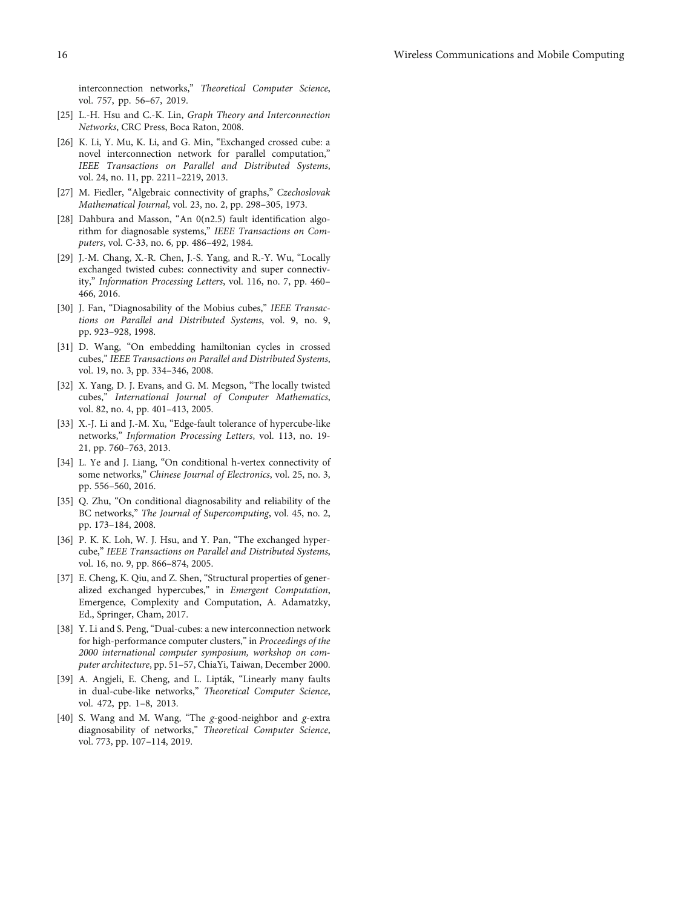interconnection networks," *Theoretical Computer Science*, vol. 757, pp. 56–67, 2019.

[25] L.-H. Hsu and C.-K. Lin, *Graph Theory and Interconnection Networks*, CRC Press, Boca Raton, 2008.

[26] K. Li, Y. Mu, K. Li, and G. Min, "Exchanged crossed cube: a novel interconnection network for parallel computation," *IEEE Transactions on Parallel and Distributed Systems*, vol. 24, no. 11, pp. 2211–2219, 2013.

[27] M. Fiedler, "Algebraic connectivity of graphs," *Czechoslovak Mathematical Journal*, vol. 23, no. 2, pp. 298–305, 1973.

[28] Dahbura and Masson, "An 0(n2.5) fault identification algorithm for diagnosable systems," *IEEE Transactions on Computers*, vol. C-33, no. 6, pp. 486–492, 1984.

[29] J.-M. Chang, X.-R. Chen, J.-S. Yang, and R.-Y. Wu, "Locally exchanged twisted cubes: connectivity and super connectivity," *Information Processing Letters*, vol. 116, no. 7, pp. 460–466, 2016.

[30] J. Fan, "Diagnosability of the Mobius cubes," *IEEE Transactions on Parallel and Distributed Systems*, vol. 9, no. 9, pp. 923–928, 1998.

[31] D. Wang, "On embedding hamiltonian cycles in crossed cubes," *IEEE Transactions on Parallel and Distributed Systems*, vol. 19, no. 3, pp. 334–346, 2008.

[32] X. Yang, D. J. Evans, and G. M. Megson, "The locally twisted cubes," *International Journal of Computer Mathematics*, vol. 82, no. 4, pp. 401–413, 2005.

[33] X.-J. Li and J.-M. Xu, "Edge-fault tolerance of hypercube-like networks," *Information Processing Letters*, vol. 113, no. 19-21, pp. 760–763, 2013.

[34] L. Ye and J. Liang, "On conditional h-vertex connectivity of some networks," *Chinese Journal of Electronics*, vol. 25, no. 3, pp. 556–560, 2016.

[35] Q. Zhu, "On conditional diagnosability and reliability of the BC networks," *The Journal of Supercomputing*, vol. 45, no. 2, pp. 173–184, 2008.

[36] P. K. K. Loh, W. J. Hsu, and Y. Pan, "The exchanged hypercube," *IEEE Transactions on Parallel and Distributed Systems*, vol. 16, no. 9, pp. 866–874, 2005.

[37] E. Cheng, K. Qiu, and Z. Shen, "Structural properties of generalized exchanged hypercubes," in *Emergent Computation*, Emergence, Complexity and Computation, A. Adamatzky, Ed., Springer, Cham, 2017.

[38] Y. Li and S. Peng, "Dual-cubes: a new interconnection network for high-performance computer clusters," in *Proceedings of the 2000 international computer symposium, workshop on computer architecture*, pp. 51–57, ChiaYi, Taiwan, December 2000.

[39] A. Angjeli, E. Cheng, and L. Lipták, "Linearly many faults in dual-cube-like networks," *Theoretical Computer Science*, vol. 472, pp. 1–8, 2013.

[40] S. Wang and M. Wang, "The *g*-good-neighbor and *g*-extra diagnosability of networks," *Theoretical Computer Science*, vol. 773, pp. 107–114, 2019.